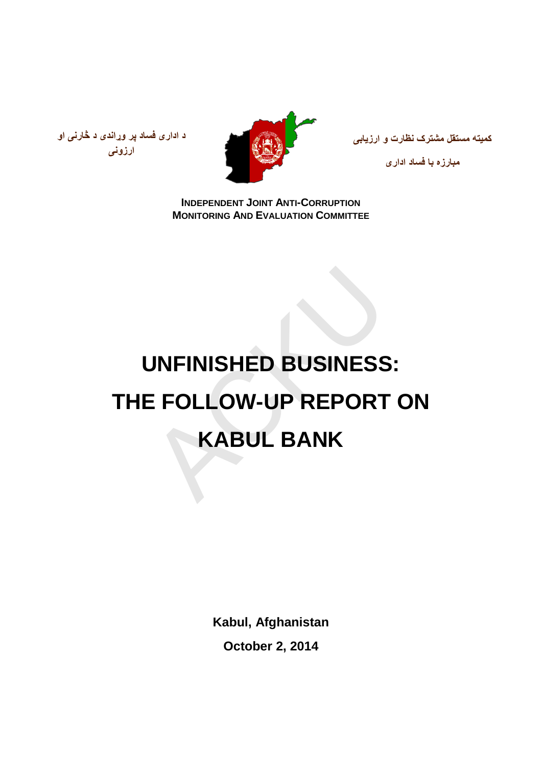د اداری فساد پر وړاندې د څارنې او ارزونې

کمیته مستقل مشترک نظارت و ارزیابی

مبارزه با فساد اداری

**INDEPENDENT JOINT ANTI-CORRUPTION MONITORING AND EVALUATION COMMITTEE**

# UNFINISHED BUSINESS: THE FOLLOW-UP REPORT ON KABUL BANK

**Kabul, Afghanistan**

**October 2, 2014**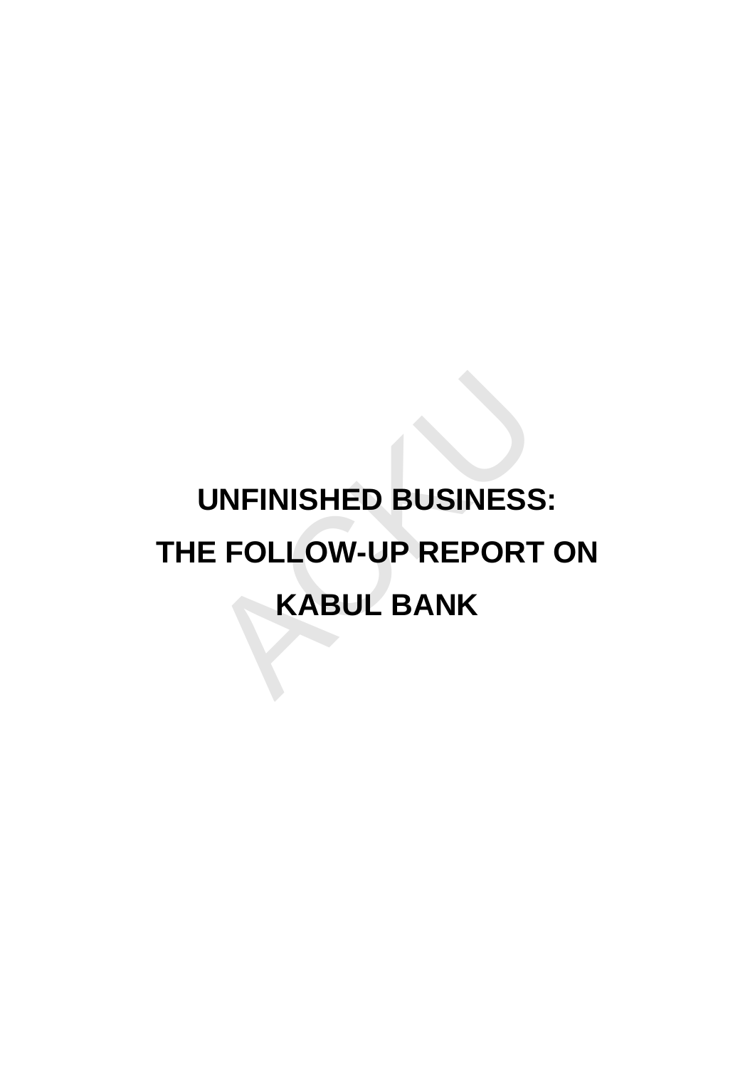# UNFINISHED BUSINESS: THE FOLLOW-UP REPORT ON KABUL BANK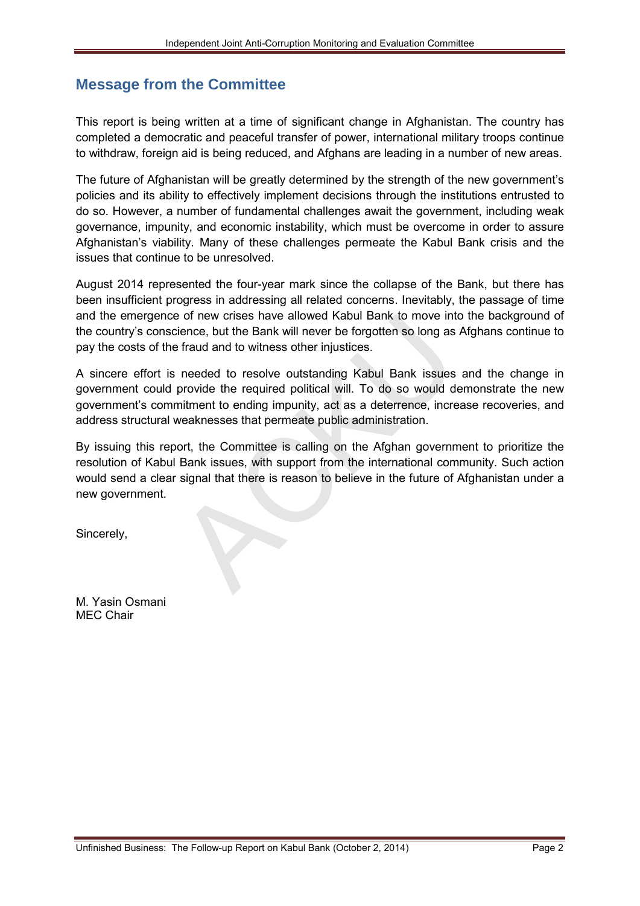## Message from the Committee

This report is being written at a time of significant change in Afghanistan. The country has completed a democratic and peaceful transfer of power, international military troops continue to withdraw, foreign aid is being reduced, and Afghans are leading in a number of new areas.

The future of Afghanistan will be greatly determined by the strength of the new government's policies and its ability to effectively implement decisions through the institutions entrusted to do so. However, a number of fundamental challenges await the government, including weak governance, impunity, and economic instability, which must be overcome in order to assure Afghanistan's viability. Many of these challenges permeate the Kabul Bank crisis and the issues that continue to be unresolved.

August 2014 represented the four-year mark since the collapse of the Bank, but there has been insufficient progress in addressing all related concerns. Inevitably, the passage of time and the emergence of new crises have allowed Kabul Bank to move into the background of the country's conscience, but the Bank will never be forgotten so long as Afghans continue to pay the costs of the fraud and to witness other injustices.

A sincere effort is needed to resolve outstanding Kabul Bank issues and the change in government could provide the required political will. To do so would demonstrate the new government's commitment to ending impunity, act as a deterrence, increase recoveries, and address structural weaknesses that permeate public administration.

By issuing this report, the Committee is calling on the Afghan government to prioritize the resolution of Kabul Bank issues, with support from the international community. Such action would send a clear signal that there is reason to believe in the future of Afghanistan under a new government.

Sincerely,

M. Yasin Osmani
MEC Chair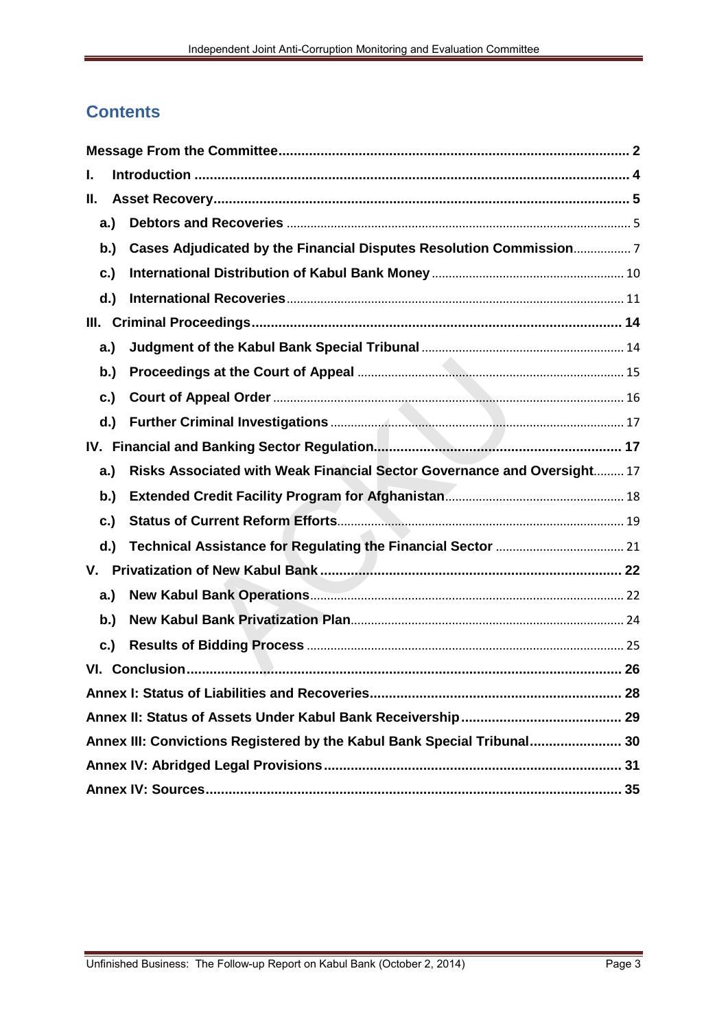# Contents

- **Message From the Committee** .......... 2
- **I. Introduction** .......... 4
- **II. Asset Recovery** .......... 5
  - **a.) Debtors and Recoveries** .......... 5
  - **b.) Cases Adjudicated by the Financial Disputes Resolution Commission** .......... 7
  - **c.) International Distribution of Kabul Bank Money** .......... 10
  - **d.) International Recoveries** .......... 11
- **III. Criminal Proceedings** .......... 14
  - **a.) Judgment of the Kabul Bank Special Tribunal** .......... 14
  - **b.) Proceedings at the Court of Appeal** .......... 15
  - **c.) Court of Appeal Order** .......... 16
  - **d.) Further Criminal Investigations** .......... 17
- **IV. Financial and Banking Sector Regulation** .......... 17
  - **a.) Risks Associated with Weak Financial Sector Governance and Oversight** .......... 17
  - **b.) Extended Credit Facility Program for Afghanistan** .......... 18
  - **c.) Status of Current Reform Efforts** .......... 19
  - **d.) Technical Assistance for Regulating the Financial Sector** .......... 21
- **V. Privatization of New Kabul Bank** .......... 22
  - **a.) New Kabul Bank Operations** .......... 22
  - **b.) New Kabul Bank Privatization Plan** .......... 24
  - **c.) Results of Bidding Process** .......... 25
- **VI. Conclusion** .......... 26
- **Annex I: Status of Liabilities and Recoveries** .......... 28
- **Annex II: Status of Assets Under Kabul Bank Receivership** .......... 29
- **Annex III: Convictions Registered by the Kabul Bank Special Tribunal** .......... 30
- **Annex IV: Abridged Legal Provisions** .......... 31
- **Annex IV: Sources** .......... 35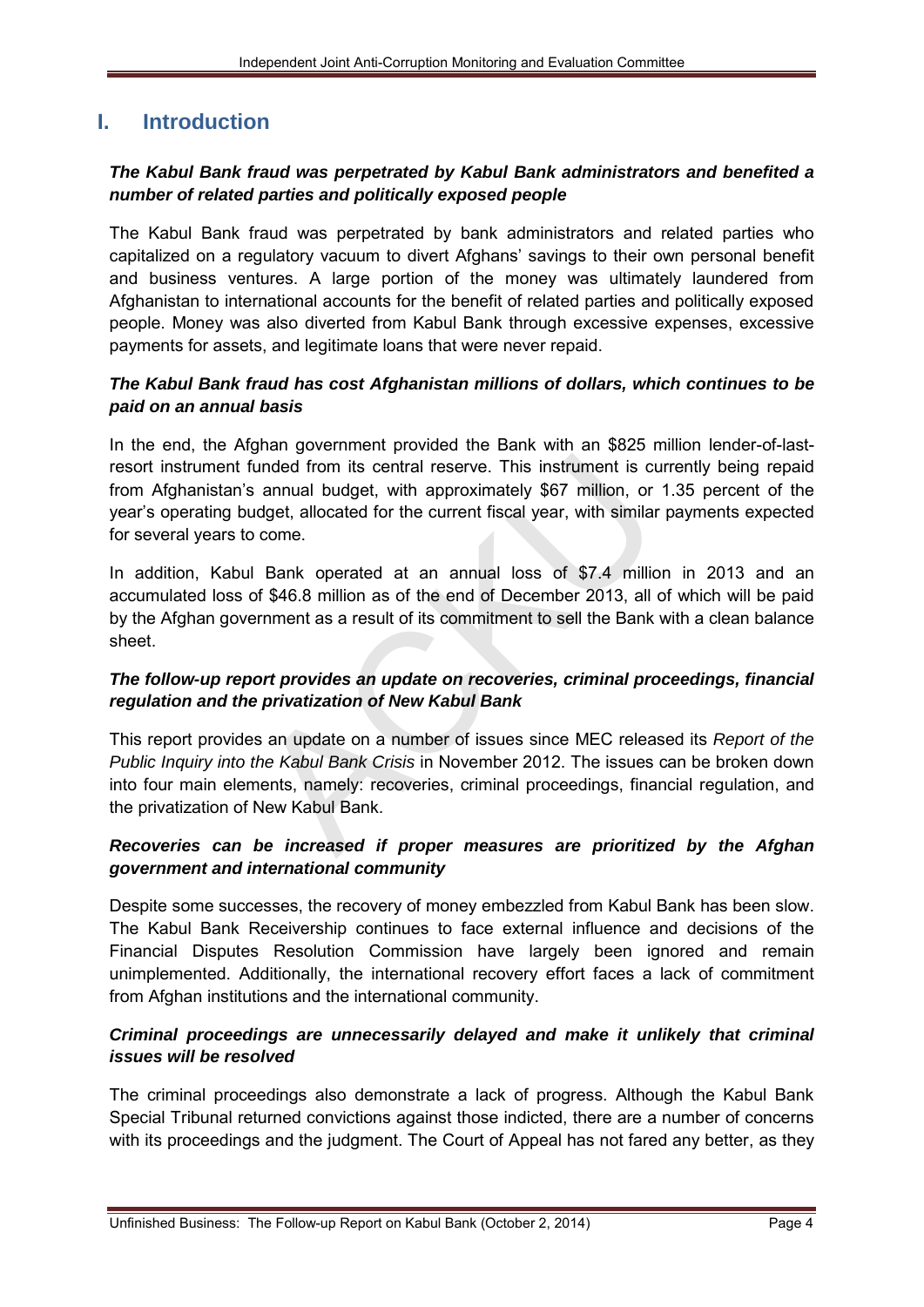# I. Introduction

***The Kabul Bank fraud was perpetrated by Kabul Bank administrators and benefited a number of related parties and politically exposed people***

The Kabul Bank fraud was perpetrated by bank administrators and related parties who capitalized on a regulatory vacuum to divert Afghans' savings to their own personal benefit and business ventures. A large portion of the money was ultimately laundered from Afghanistan to international accounts for the benefit of related parties and politically exposed people. Money was also diverted from Kabul Bank through excessive expenses, excessive payments for assets, and legitimate loans that were never repaid.

***The Kabul Bank fraud has cost Afghanistan millions of dollars, which continues to be paid on an annual basis***

In the end, the Afghan government provided the Bank with an $825 million lender-of-last-resort instrument funded from its central reserve. This instrument is currently being repaid from Afghanistan's annual budget, with approximately $67 million, or 1.35 percent of the year's operating budget, allocated for the current fiscal year, with similar payments expected for several years to come.

In addition, Kabul Bank operated at an annual loss of $7.4 million in 2013 and an accumulated loss of $46.8 million as of the end of December 2013, all of which will be paid by the Afghan government as a result of its commitment to sell the Bank with a clean balance sheet.

***The follow-up report provides an update on recoveries, criminal proceedings, financial regulation and the privatization of New Kabul Bank***

This report provides an update on a number of issues since MEC released its *Report of the Public Inquiry into the Kabul Bank Crisis* in November 2012. The issues can be broken down into four main elements, namely: recoveries, criminal proceedings, financial regulation, and the privatization of New Kabul Bank.

***Recoveries can be increased if proper measures are prioritized by the Afghan government and international community***

Despite some successes, the recovery of money embezzled from Kabul Bank has been slow. The Kabul Bank Receivership continues to face external influence and decisions of the Financial Disputes Resolution Commission have largely been ignored and remain unimplemented. Additionally, the international recovery effort faces a lack of commitment from Afghan institutions and the international community.

***Criminal proceedings are unnecessarily delayed and make it unlikely that criminal issues will be resolved***

The criminal proceedings also demonstrate a lack of progress. Although the Kabul Bank Special Tribunal returned convictions against those indicted, there are a number of concerns with its proceedings and the judgment. The Court of Appeal has not fared any better, as they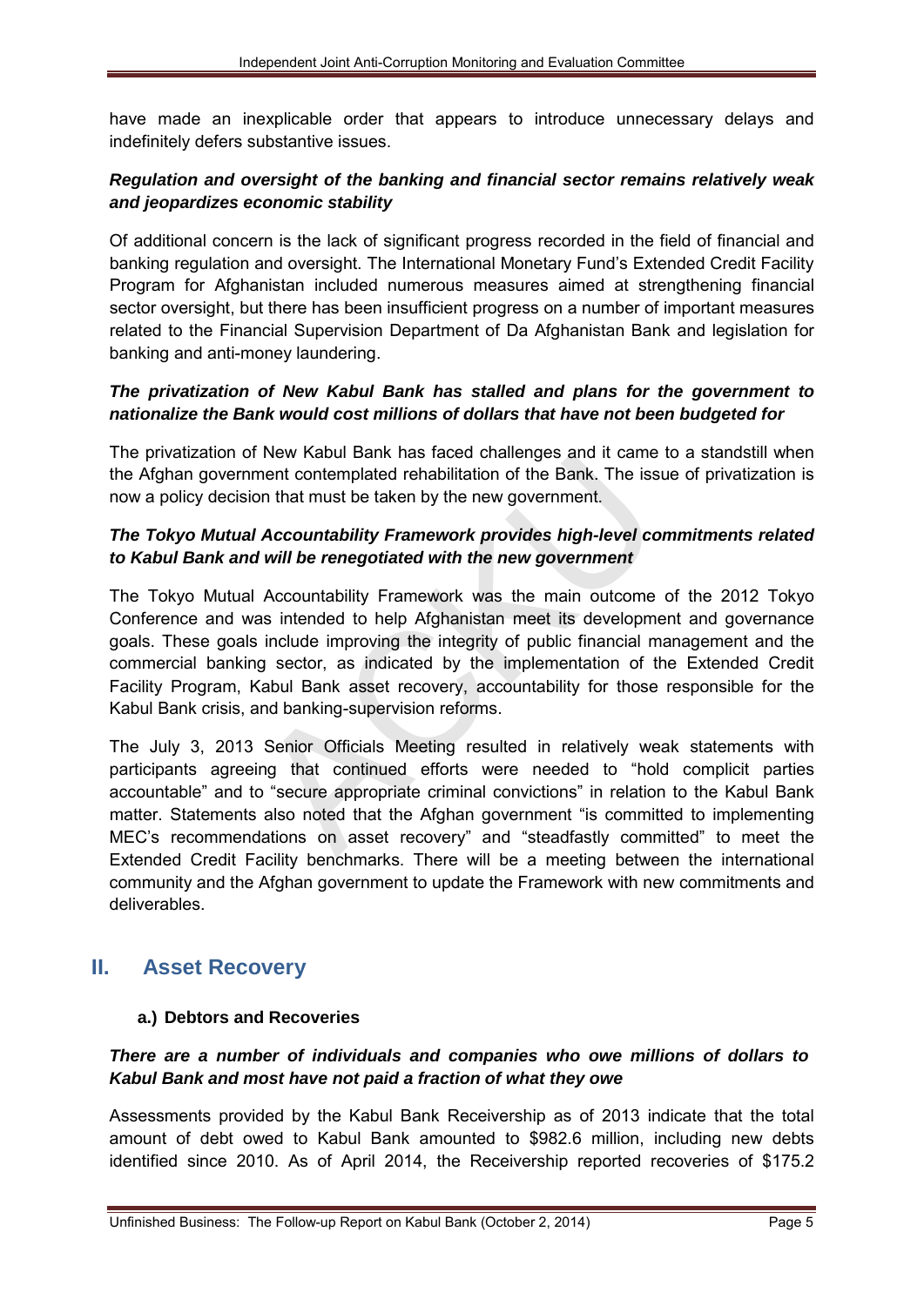have made an inexplicable order that appears to introduce unnecessary delays and indefinitely defers substantive issues.

***Regulation and oversight of the banking and financial sector remains relatively weak and jeopardizes economic stability***

Of additional concern is the lack of significant progress recorded in the field of financial and banking regulation and oversight. The International Monetary Fund's Extended Credit Facility Program for Afghanistan included numerous measures aimed at strengthening financial sector oversight, but there has been insufficient progress on a number of important measures related to the Financial Supervision Department of Da Afghanistan Bank and legislation for banking and anti-money laundering.

***The privatization of New Kabul Bank has stalled and plans for the government to nationalize the Bank would cost millions of dollars that have not been budgeted for***

The privatization of New Kabul Bank has faced challenges and it came to a standstill when the Afghan government contemplated rehabilitation of the Bank. The issue of privatization is now a policy decision that must be taken by the new government.

***The Tokyo Mutual Accountability Framework provides high-level commitments related to Kabul Bank and will be renegotiated with the new government***

The Tokyo Mutual Accountability Framework was the main outcome of the 2012 Tokyo Conference and was intended to help Afghanistan meet its development and governance goals. These goals include improving the integrity of public financial management and the commercial banking sector, as indicated by the implementation of the Extended Credit Facility Program, Kabul Bank asset recovery, accountability for those responsible for the Kabul Bank crisis, and banking-supervision reforms.

The July 3, 2013 Senior Officials Meeting resulted in relatively weak statements with participants agreeing that continued efforts were needed to "hold complicit parties accountable" and to "secure appropriate criminal convictions" in relation to the Kabul Bank matter. Statements also noted that the Afghan government "is committed to implementing MEC's recommendations on asset recovery" and "steadfastly committed" to meet the Extended Credit Facility benchmarks. There will be a meeting between the international community and the Afghan government to update the Framework with new commitments and deliverables.

## II. Asset Recovery

### a.) Debtors and Recoveries

***There are a number of individuals and companies who owe millions of dollars to Kabul Bank and most have not paid a fraction of what they owe***

Assessments provided by the Kabul Bank Receivership as of 2013 indicate that the total amount of debt owed to Kabul Bank amounted to $982.6 million, including new debts identified since 2010. As of April 2014, the Receivership reported recoveries of $175.2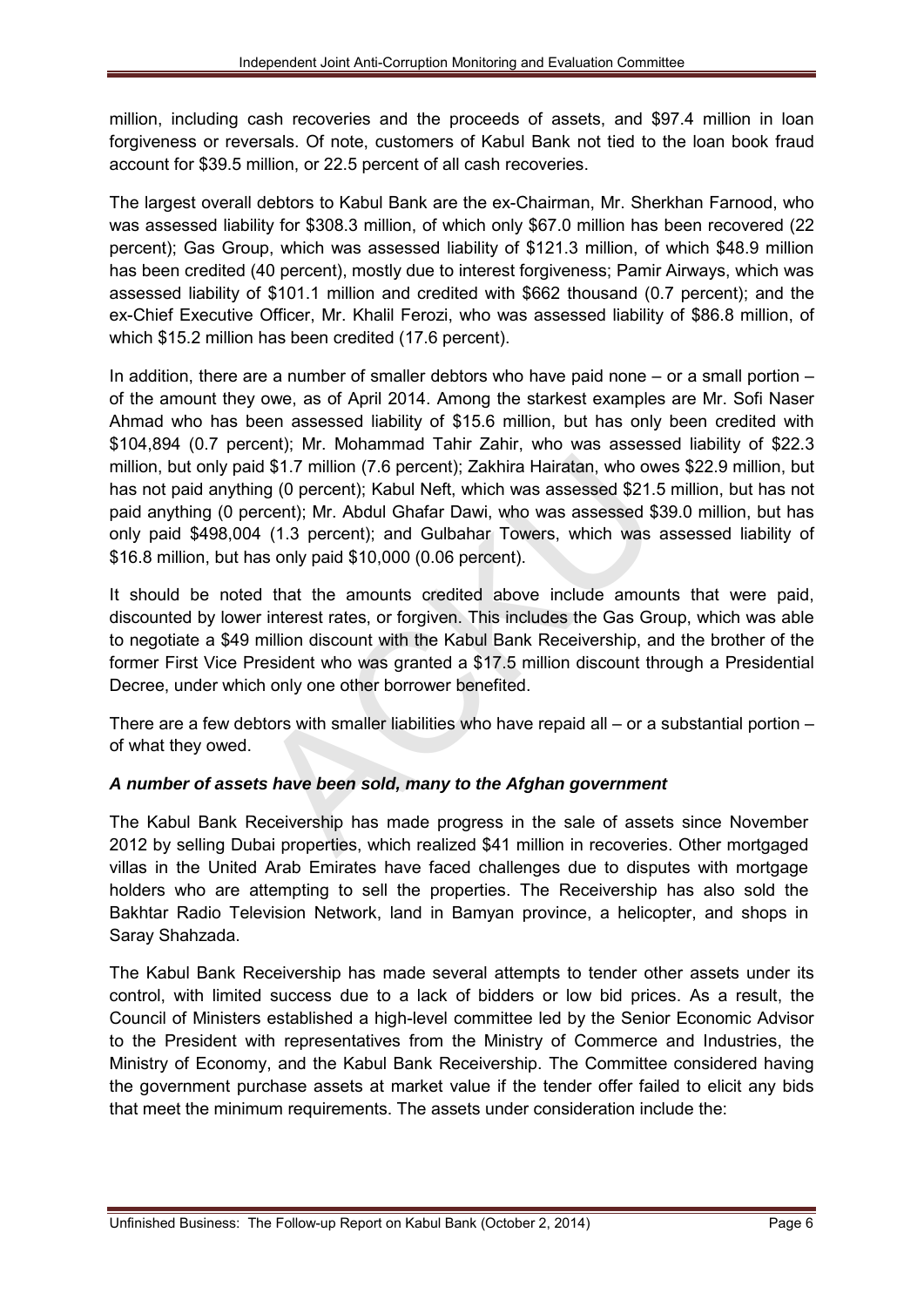million, including cash recoveries and the proceeds of assets, and $97.4 million in loan forgiveness or reversals. Of note, customers of Kabul Bank not tied to the loan book fraud account for $39.5 million, or 22.5 percent of all cash recoveries.

The largest overall debtors to Kabul Bank are the ex-Chairman, Mr. Sherkhan Farnood, who was assessed liability for $308.3 million, of which only $67.0 million has been recovered (22 percent); Gas Group, which was assessed liability of $121.3 million, of which $48.9 million has been credited (40 percent), mostly due to interest forgiveness; Pamir Airways, which was assessed liability of $101.1 million and credited with $662 thousand (0.7 percent); and the ex-Chief Executive Officer, Mr. Khalil Ferozi, who was assessed liability of $86.8 million, of which $15.2 million has been credited (17.6 percent).

In addition, there are a number of smaller debtors who have paid none – or a small portion – of the amount they owe, as of April 2014. Among the starkest examples are Mr. Sofi Naser Ahmad who has been assessed liability of $15.6 million, but has only been credited with $104,894 (0.7 percent); Mr. Mohammad Tahir Zahir, who was assessed liability of $22.3 million, but only paid $1.7 million (7.6 percent); Zakhira Hairatan, who owes $22.9 million, but has not paid anything (0 percent); Kabul Neft, which was assessed $21.5 million, but has not paid anything (0 percent); Mr. Abdul Ghafar Dawi, who was assessed $39.0 million, but has only paid $498,004 (1.3 percent); and Gulbahar Towers, which was assessed liability of $16.8 million, but has only paid $10,000 (0.06 percent).

It should be noted that the amounts credited above include amounts that were paid, discounted by lower interest rates, or forgiven. This includes the Gas Group, which was able to negotiate a $49 million discount with the Kabul Bank Receivership, and the brother of the former First Vice President who was granted a $17.5 million discount through a Presidential Decree, under which only one other borrower benefited.

There are a few debtors with smaller liabilities who have repaid all – or a substantial portion – of what they owed.

***A number of assets have been sold, many to the Afghan government***

The Kabul Bank Receivership has made progress in the sale of assets since November 2012 by selling Dubai properties, which realized $41 million in recoveries. Other mortgaged villas in the United Arab Emirates have faced challenges due to disputes with mortgage holders who are attempting to sell the properties. The Receivership has also sold the Bakhtar Radio Television Network, land in Bamyan province, a helicopter, and shops in Saray Shahzada.

The Kabul Bank Receivership has made several attempts to tender other assets under its control, with limited success due to a lack of bidders or low bid prices. As a result, the Council of Ministers established a high-level committee led by the Senior Economic Advisor to the President with representatives from the Ministry of Commerce and Industries, the Ministry of Economy, and the Kabul Bank Receivership. The Committee considered having the government purchase assets at market value if the tender offer failed to elicit any bids that meet the minimum requirements. The assets under consideration include the: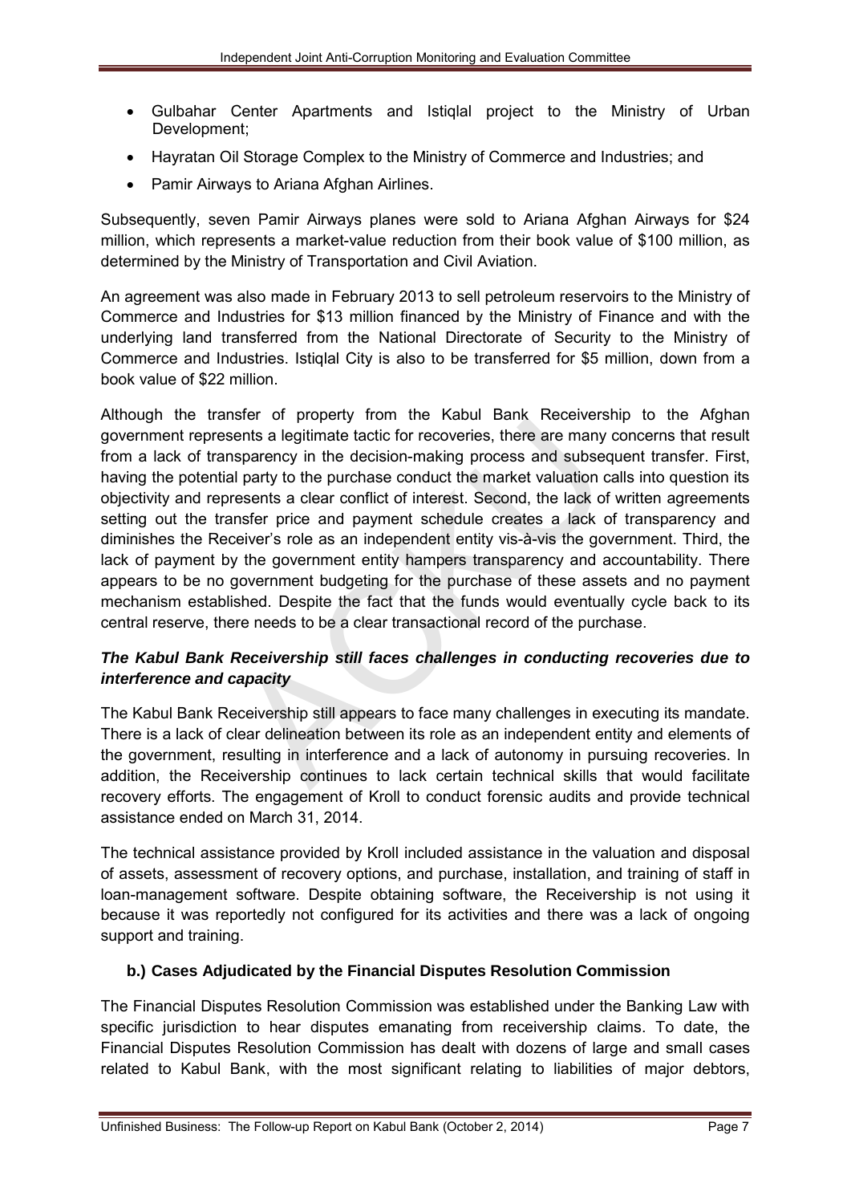- Gulbahar Center Apartments and Istiqlal project to the Ministry of Urban Development;
- Hayratan Oil Storage Complex to the Ministry of Commerce and Industries; and
- Pamir Airways to Ariana Afghan Airlines.

Subsequently, seven Pamir Airways planes were sold to Ariana Afghan Airways for $24 million, which represents a market-value reduction from their book value of $100 million, as determined by the Ministry of Transportation and Civil Aviation.

An agreement was also made in February 2013 to sell petroleum reservoirs to the Ministry of Commerce and Industries for $13 million financed by the Ministry of Finance and with the underlying land transferred from the National Directorate of Security to the Ministry of Commerce and Industries. Istiqlal City is also to be transferred for $5 million, down from a book value of $22 million.

Although the transfer of property from the Kabul Bank Receivership to the Afghan government represents a legitimate tactic for recoveries, there are many concerns that result from a lack of transparency in the decision-making process and subsequent transfer. First, having the potential party to the purchase conduct the market valuation calls into question its objectivity and represents a clear conflict of interest. Second, the lack of written agreements setting out the transfer price and payment schedule creates a lack of transparency and diminishes the Receiver's role as an independent entity vis-à-vis the government. Third, the lack of payment by the government entity hampers transparency and accountability. There appears to be no government budgeting for the purchase of these assets and no payment mechanism established. Despite the fact that the funds would eventually cycle back to its central reserve, there needs to be a clear transactional record of the purchase.

***The Kabul Bank Receivership still faces challenges in conducting recoveries due to interference and capacity***

The Kabul Bank Receivership still appears to face many challenges in executing its mandate. There is a lack of clear delineation between its role as an independent entity and elements of the government, resulting in interference and a lack of autonomy in pursuing recoveries. In addition, the Receivership continues to lack certain technical skills that would facilitate recovery efforts. The engagement of Kroll to conduct forensic audits and provide technical assistance ended on March 31, 2014.

The technical assistance provided by Kroll included assistance in the valuation and disposal of assets, assessment of recovery options, and purchase, installation, and training of staff in loan-management software. Despite obtaining software, the Receivership is not using it because it was reportedly not configured for its activities and there was a lack of ongoing support and training.

### b.) Cases Adjudicated by the Financial Disputes Resolution Commission

The Financial Disputes Resolution Commission was established under the Banking Law with specific jurisdiction to hear disputes emanating from receivership claims. To date, the Financial Disputes Resolution Commission has dealt with dozens of large and small cases related to Kabul Bank, with the most significant relating to liabilities of major debtors,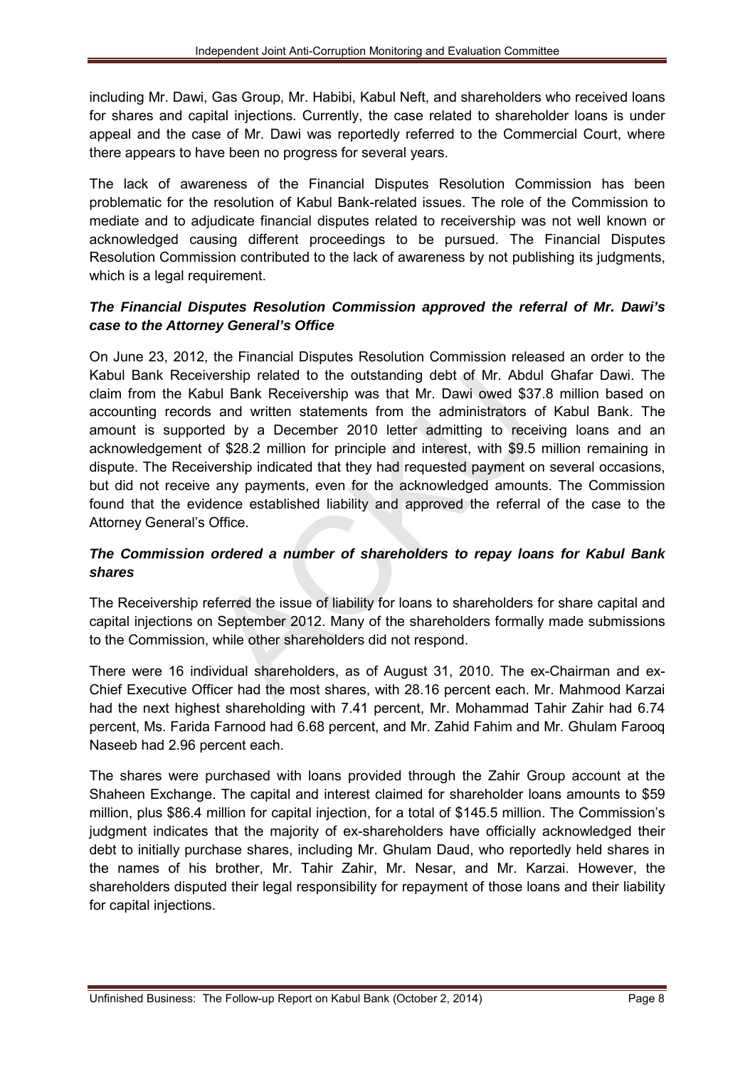including Mr. Dawi, Gas Group, Mr. Habibi, Kabul Neft, and shareholders who received loans for shares and capital injections. Currently, the case related to shareholder loans is under appeal and the case of Mr. Dawi was reportedly referred to the Commercial Court, where there appears to have been no progress for several years.

The lack of awareness of the Financial Disputes Resolution Commission has been problematic for the resolution of Kabul Bank-related issues. The role of the Commission to mediate and to adjudicate financial disputes related to receivership was not well known or acknowledged causing different proceedings to be pursued. The Financial Disputes Resolution Commission contributed to the lack of awareness by not publishing its judgments, which is a legal requirement.

### *The Financial Disputes Resolution Commission approved the referral of Mr. Dawi's case to the Attorney General's Office*

On June 23, 2012, the Financial Disputes Resolution Commission released an order to the Kabul Bank Receivership related to the outstanding debt of Mr. Abdul Ghafar Dawi. The claim from the Kabul Bank Receivership was that Mr. Dawi owed \$37.8 million based on accounting records and written statements from the administrators of Kabul Bank. The amount is supported by a December 2010 letter admitting to receiving loans and an acknowledgement of \$28.2 million for principle and interest, with \$9.5 million remaining in dispute. The Receivership indicated that they had requested payment on several occasions, but did not receive any payments, even for the acknowledged amounts. The Commission found that the evidence established liability and approved the referral of the case to the Attorney General's Office.

### *The Commission ordered a number of shareholders to repay loans for Kabul Bank shares*

The Receivership referred the issue of liability for loans to shareholders for share capital and capital injections on September 2012. Many of the shareholders formally made submissions to the Commission, while other shareholders did not respond.

There were 16 individual shareholders, as of August 31, 2010. The ex-Chairman and ex-Chief Executive Officer had the most shares, with 28.16 percent each. Mr. Mahmood Karzai had the next highest shareholding with 7.41 percent, Mr. Mohammad Tahir Zahir had 6.74 percent, Ms. Farida Farnood had 6.68 percent, and Mr. Zahid Fahim and Mr. Ghulam Farooq Naseeb had 2.96 percent each.

The shares were purchased with loans provided through the Zahir Group account at the Shaheen Exchange. The capital and interest claimed for shareholder loans amounts to \$59 million, plus \$86.4 million for capital injection, for a total of \$145.5 million. The Commission's judgment indicates that the majority of ex-shareholders have officially acknowledged their debt to initially purchase shares, including Mr. Ghulam Daud, who reportedly held shares in the names of his brother, Mr. Tahir Zahir, Mr. Nesar, and Mr. Karzai. However, the shareholders disputed their legal responsibility for repayment of those loans and their liability for capital injections.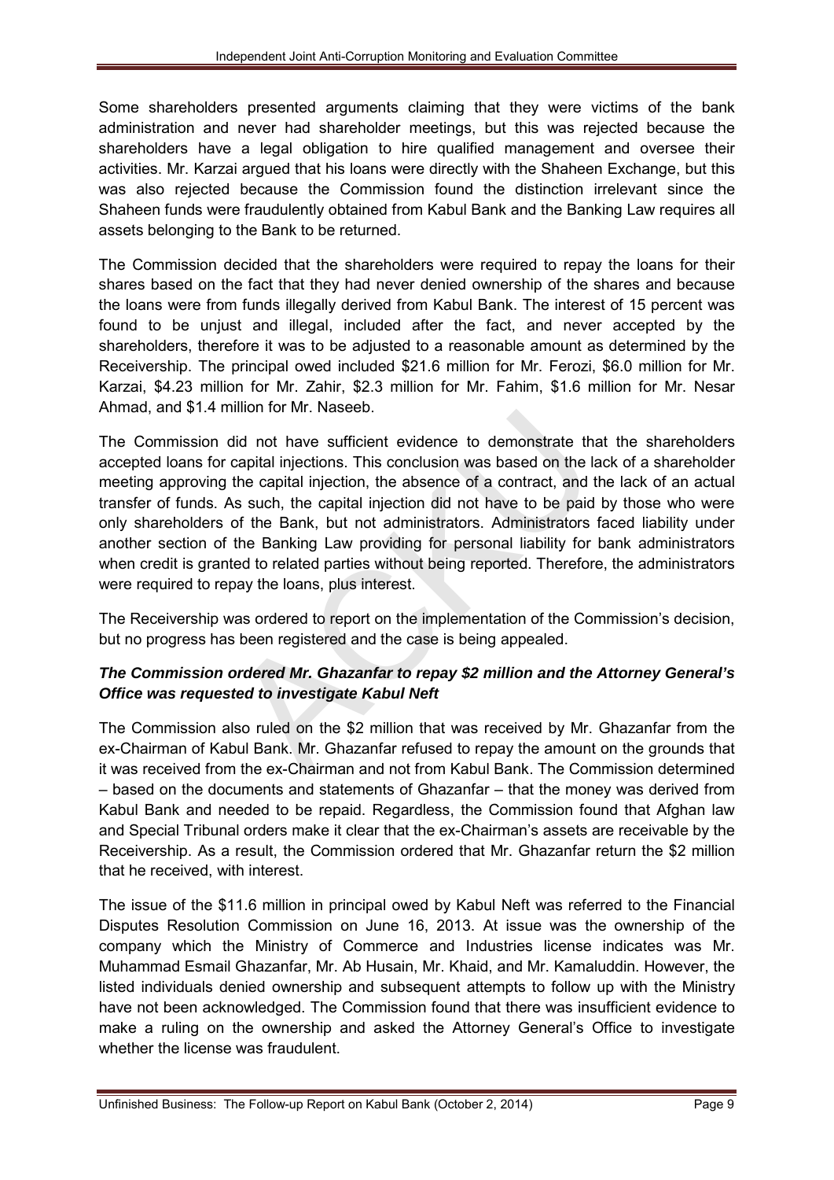Some shareholders presented arguments claiming that they were victims of the bank administration and never had shareholder meetings, but this was rejected because the shareholders have a legal obligation to hire qualified management and oversee their activities. Mr. Karzai argued that his loans were directly with the Shaheen Exchange, but this was also rejected because the Commission found the distinction irrelevant since the Shaheen funds were fraudulently obtained from Kabul Bank and the Banking Law requires all assets belonging to the Bank to be returned.

The Commission decided that the shareholders were required to repay the loans for their shares based on the fact that they had never denied ownership of the shares and because the loans were from funds illegally derived from Kabul Bank. The interest of 15 percent was found to be unjust and illegal, included after the fact, and never accepted by the shareholders, therefore it was to be adjusted to a reasonable amount as determined by the Receivership. The principal owed included \$21.6 million for Mr. Ferozi, \$6.0 million for Mr. Karzai, \$4.23 million for Mr. Zahir, \$2.3 million for Mr. Fahim, \$1.6 million for Mr. Nesar Ahmad, and \$1.4 million for Mr. Naseeb.

The Commission did not have sufficient evidence to demonstrate that the shareholders accepted loans for capital injections. This conclusion was based on the lack of a shareholder meeting approving the capital injection, the absence of a contract, and the lack of an actual transfer of funds. As such, the capital injection did not have to be paid by those who were only shareholders of the Bank, but not administrators. Administrators faced liability under another section of the Banking Law providing for personal liability for bank administrators when credit is granted to related parties without being reported. Therefore, the administrators were required to repay the loans, plus interest.

The Receivership was ordered to report on the implementation of the Commission's decision, but no progress has been registered and the case is being appealed.

### *The Commission ordered Mr. Ghazanfar to repay \$2 million and the Attorney General's Office was requested to investigate Kabul Neft*

The Commission also ruled on the \$2 million that was received by Mr. Ghazanfar from the ex-Chairman of Kabul Bank. Mr. Ghazanfar refused to repay the amount on the grounds that it was received from the ex-Chairman and not from Kabul Bank. The Commission determined – based on the documents and statements of Ghazanfar – that the money was derived from Kabul Bank and needed to be repaid. Regardless, the Commission found that Afghan law and Special Tribunal orders make it clear that the ex-Chairman's assets are receivable by the Receivership. As a result, the Commission ordered that Mr. Ghazanfar return the \$2 million that he received, with interest.

The issue of the \$11.6 million in principal owed by Kabul Neft was referred to the Financial Disputes Resolution Commission on June 16, 2013. At issue was the ownership of the company which the Ministry of Commerce and Industries license indicates was Mr. Muhammad Esmail Ghazanfar, Mr. Ab Husain, Mr. Khaid, and Mr. Kamaluddin. However, the listed individuals denied ownership and subsequent attempts to follow up with the Ministry have not been acknowledged. The Commission found that there was insufficient evidence to make a ruling on the ownership and asked the Attorney General's Office to investigate whether the license was fraudulent.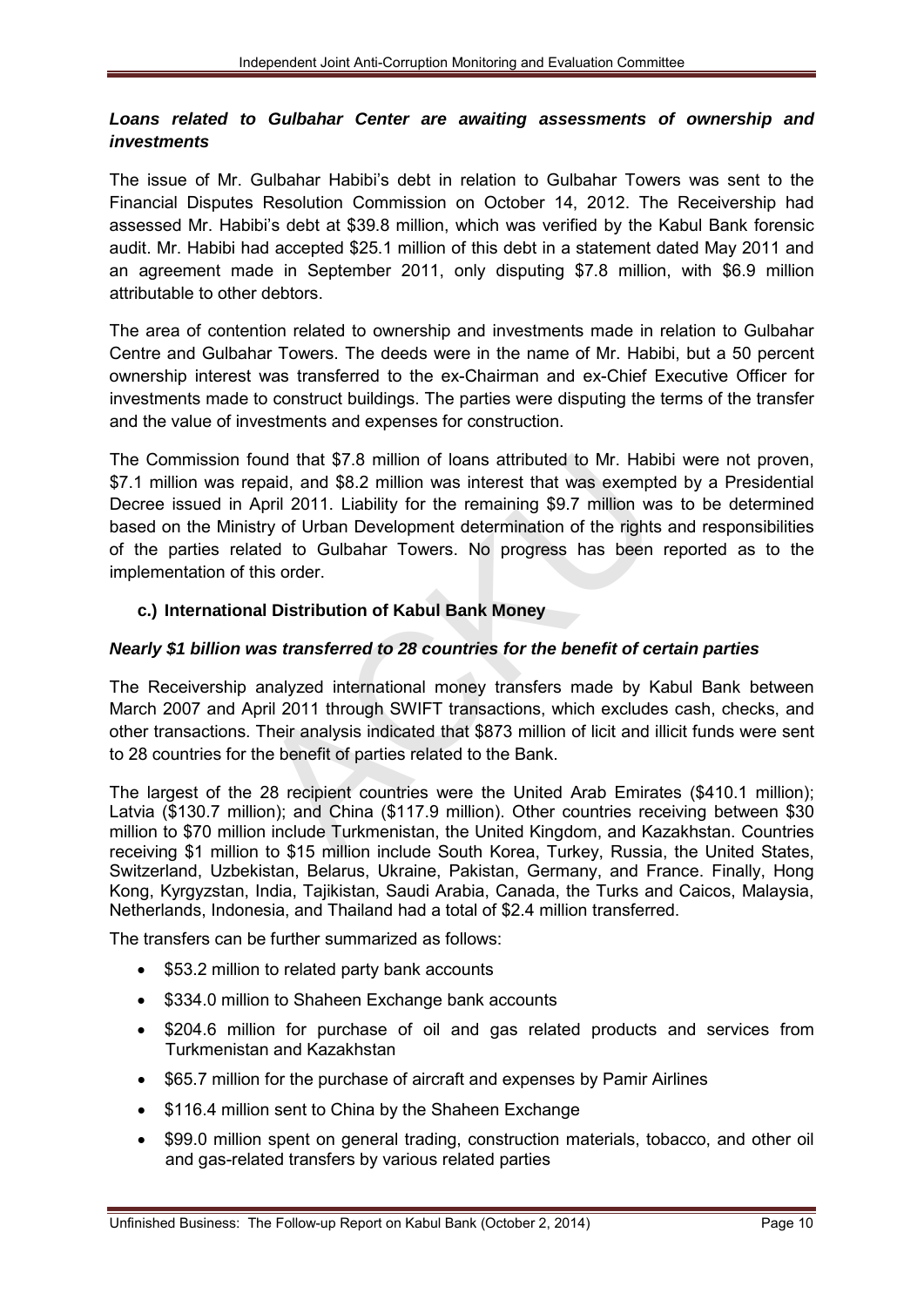***Loans related to Gulbahar Center are awaiting assessments of ownership and investments***

The issue of Mr. Gulbahar Habibi's debt in relation to Gulbahar Towers was sent to the Financial Disputes Resolution Commission on October 14, 2012. The Receivership had assessed Mr. Habibi's debt at $39.8 million, which was verified by the Kabul Bank forensic audit. Mr. Habibi had accepted $25.1 million of this debt in a statement dated May 2011 and an agreement made in September 2011, only disputing $7.8 million, with $6.9 million attributable to other debtors.

The area of contention related to ownership and investments made in relation to Gulbahar Centre and Gulbahar Towers. The deeds were in the name of Mr. Habibi, but a 50 percent ownership interest was transferred to the ex-Chairman and ex-Chief Executive Officer for investments made to construct buildings. The parties were disputing the terms of the transfer and the value of investments and expenses for construction.

The Commission found that $7.8 million of loans attributed to Mr. Habibi were not proven, $7.1 million was repaid, and $8.2 million was interest that was exempted by a Presidential Decree issued in April 2011. Liability for the remaining $9.7 million was to be determined based on the Ministry of Urban Development determination of the rights and responsibilities of the parties related to Gulbahar Towers. No progress has been reported as to the implementation of this order.

### c.) International Distribution of Kabul Bank Money

***Nearly $1 billion was transferred to 28 countries for the benefit of certain parties***

The Receivership analyzed international money transfers made by Kabul Bank between March 2007 and April 2011 through SWIFT transactions, which excludes cash, checks, and other transactions. Their analysis indicated that $873 million of licit and illicit funds were sent to 28 countries for the benefit of parties related to the Bank.

The largest of the 28 recipient countries were the United Arab Emirates ($410.1 million); Latvia ($130.7 million); and China ($117.9 million). Other countries receiving between $30 million to $70 million include Turkmenistan, the United Kingdom, and Kazakhstan. Countries receiving $1 million to $15 million include South Korea, Turkey, Russia, the United States, Switzerland, Uzbekistan, Belarus, Ukraine, Pakistan, Germany, and France. Finally, Hong Kong, Kyrgyzstan, India, Tajikistan, Saudi Arabia, Canada, the Turks and Caicos, Malaysia, Netherlands, Indonesia, and Thailand had a total of $2.4 million transferred.

The transfers can be further summarized as follows:

- $53.2 million to related party bank accounts
- $334.0 million to Shaheen Exchange bank accounts
- $204.6 million for purchase of oil and gas related products and services from Turkmenistan and Kazakhstan
- $65.7 million for the purchase of aircraft and expenses by Pamir Airlines
- $116.4 million sent to China by the Shaheen Exchange
- $99.0 million spent on general trading, construction materials, tobacco, and other oil and gas-related transfers by various related parties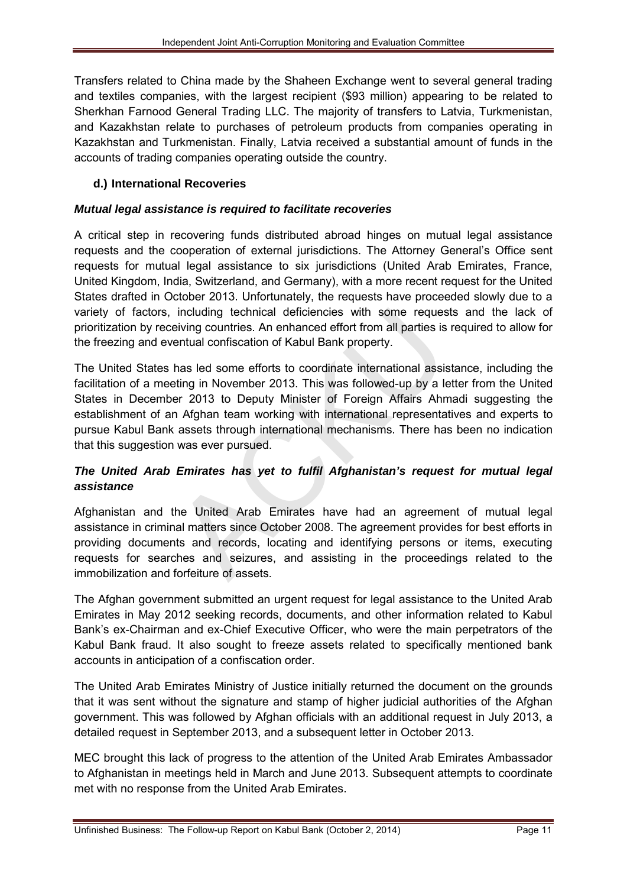Transfers related to China made by the Shaheen Exchange went to several general trading and textiles companies, with the largest recipient ($93 million) appearing to be related to Sherkhan Farnood General Trading LLC. The majority of transfers to Latvia, Turkmenistan, and Kazakhstan relate to purchases of petroleum products from companies operating in Kazakhstan and Turkmenistan. Finally, Latvia received a substantial amount of funds in the accounts of trading companies operating outside the country.

### d.) International Recoveries

***Mutual legal assistance is required to facilitate recoveries***

A critical step in recovering funds distributed abroad hinges on mutual legal assistance requests and the cooperation of external jurisdictions. The Attorney General's Office sent requests for mutual legal assistance to six jurisdictions (United Arab Emirates, France, United Kingdom, India, Switzerland, and Germany), with a more recent request for the United States drafted in October 2013. Unfortunately, the requests have proceeded slowly due to a variety of factors, including technical deficiencies with some requests and the lack of prioritization by receiving countries. An enhanced effort from all parties is required to allow for the freezing and eventual confiscation of Kabul Bank property.

The United States has led some efforts to coordinate international assistance, including the facilitation of a meeting in November 2013. This was followed-up by a letter from the United States in December 2013 to Deputy Minister of Foreign Affairs Ahmadi suggesting the establishment of an Afghan team working with international representatives and experts to pursue Kabul Bank assets through international mechanisms. There has been no indication that this suggestion was ever pursued.

***The United Arab Emirates has yet to fulfil Afghanistan's request for mutual legal assistance***

Afghanistan and the United Arab Emirates have had an agreement of mutual legal assistance in criminal matters since October 2008. The agreement provides for best efforts in providing documents and records, locating and identifying persons or items, executing requests for searches and seizures, and assisting in the proceedings related to the immobilization and forfeiture of assets.

The Afghan government submitted an urgent request for legal assistance to the United Arab Emirates in May 2012 seeking records, documents, and other information related to Kabul Bank's ex-Chairman and ex-Chief Executive Officer, who were the main perpetrators of the Kabul Bank fraud. It also sought to freeze assets related to specifically mentioned bank accounts in anticipation of a confiscation order.

The United Arab Emirates Ministry of Justice initially returned the document on the grounds that it was sent without the signature and stamp of higher judicial authorities of the Afghan government. This was followed by Afghan officials with an additional request in July 2013, a detailed request in September 2013, and a subsequent letter in October 2013.

MEC brought this lack of progress to the attention of the United Arab Emirates Ambassador to Afghanistan in meetings held in March and June 2013. Subsequent attempts to coordinate met with no response from the United Arab Emirates.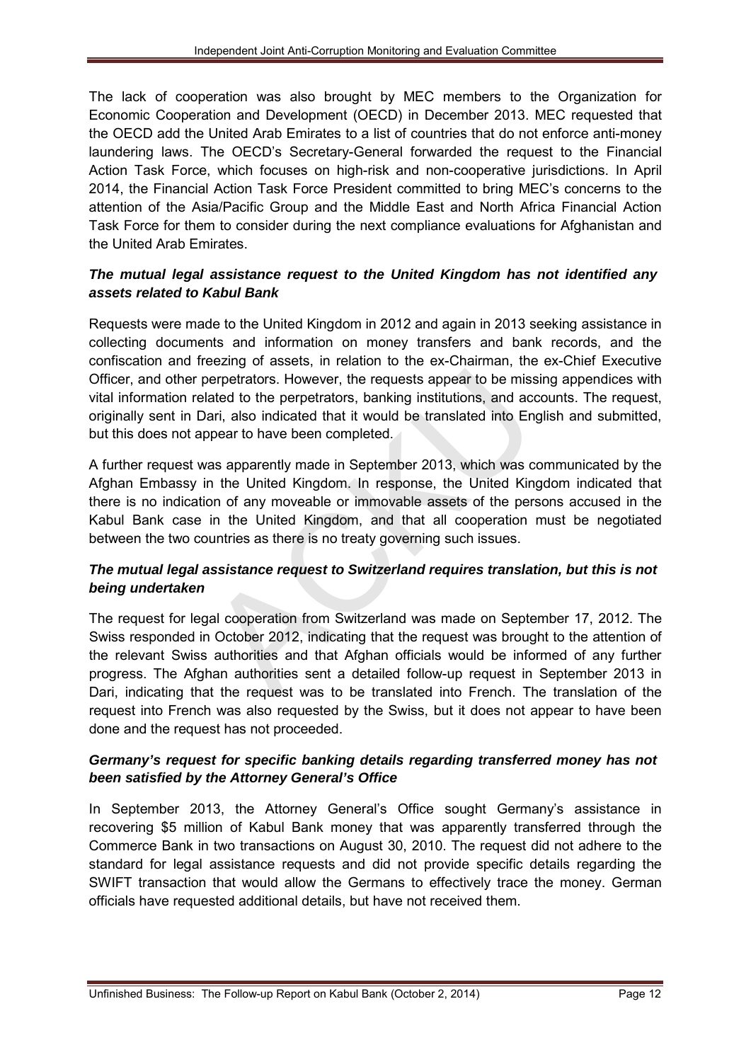The lack of cooperation was also brought by MEC members to the Organization for Economic Cooperation and Development (OECD) in December 2013. MEC requested that the OECD add the United Arab Emirates to a list of countries that do not enforce anti-money laundering laws. The OECD's Secretary-General forwarded the request to the Financial Action Task Force, which focuses on high-risk and non-cooperative jurisdictions. In April 2014, the Financial Action Task Force President committed to bring MEC's concerns to the attention of the Asia/Pacific Group and the Middle East and North Africa Financial Action Task Force for them to consider during the next compliance evaluations for Afghanistan and the United Arab Emirates.

***The mutual legal assistance request to the United Kingdom has not identified any assets related to Kabul Bank***

Requests were made to the United Kingdom in 2012 and again in 2013 seeking assistance in collecting documents and information on money transfers and bank records, and the confiscation and freezing of assets, in relation to the ex-Chairman, the ex-Chief Executive Officer, and other perpetrators. However, the requests appear to be missing appendices with vital information related to the perpetrators, banking institutions, and accounts. The request, originally sent in Dari, also indicated that it would be translated into English and submitted, but this does not appear to have been completed.

A further request was apparently made in September 2013, which was communicated by the Afghan Embassy in the United Kingdom. In response, the United Kingdom indicated that there is no indication of any moveable or immovable assets of the persons accused in the Kabul Bank case in the United Kingdom, and that all cooperation must be negotiated between the two countries as there is no treaty governing such issues.

***The mutual legal assistance request to Switzerland requires translation, but this is not being undertaken***

The request for legal cooperation from Switzerland was made on September 17, 2012. The Swiss responded in October 2012, indicating that the request was brought to the attention of the relevant Swiss authorities and that Afghan officials would be informed of any further progress. The Afghan authorities sent a detailed follow-up request in September 2013 in Dari, indicating that the request was to be translated into French. The translation of the request into French was also requested by the Swiss, but it does not appear to have been done and the request has not proceeded.

***Germany's request for specific banking details regarding transferred money has not been satisfied by the Attorney General's Office***

In September 2013, the Attorney General's Office sought Germany's assistance in recovering $5 million of Kabul Bank money that was apparently transferred through the Commerce Bank in two transactions on August 30, 2010. The request did not adhere to the standard for legal assistance requests and did not provide specific details regarding the SWIFT transaction that would allow the Germans to effectively trace the money. German officials have requested additional details, but have not received them.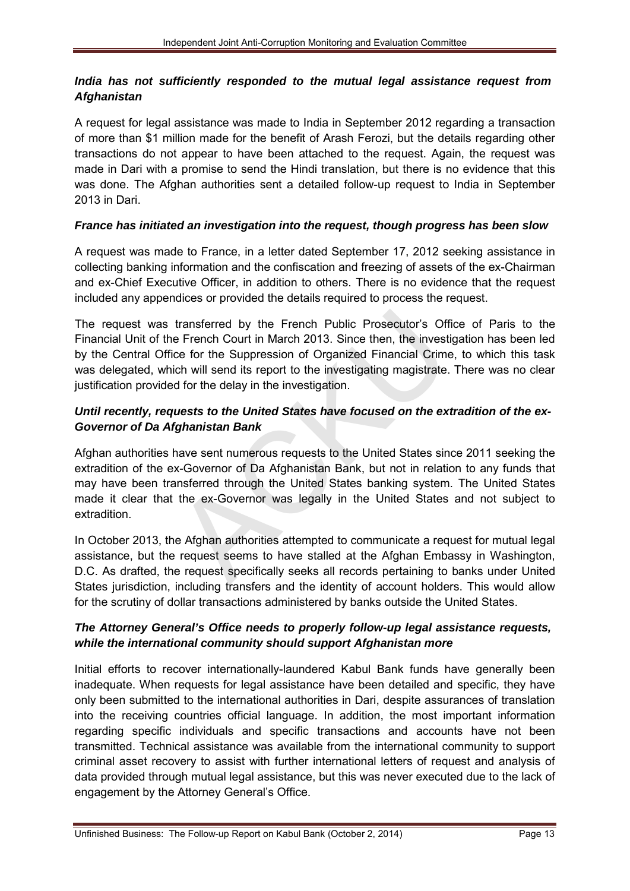### *India has not sufficiently responded to the mutual legal assistance request from Afghanistan*

A request for legal assistance was made to India in September 2012 regarding a transaction of more than $1 million made for the benefit of Arash Ferozi, but the details regarding other transactions do not appear to have been attached to the request. Again, the request was made in Dari with a promise to send the Hindi translation, but there is no evidence that this was done. The Afghan authorities sent a detailed follow-up request to India in September 2013 in Dari.

### *France has initiated an investigation into the request, though progress has been slow*

A request was made to France, in a letter dated September 17, 2012 seeking assistance in collecting banking information and the confiscation and freezing of assets of the ex-Chairman and ex-Chief Executive Officer, in addition to others. There is no evidence that the request included any appendices or provided the details required to process the request.

The request was transferred by the French Public Prosecutor's Office of Paris to the Financial Unit of the French Court in March 2013. Since then, the investigation has been led by the Central Office for the Suppression of Organized Financial Crime, to which this task was delegated, which will send its report to the investigating magistrate. There was no clear justification provided for the delay in the investigation.

### *Until recently, requests to the United States have focused on the extradition of the ex-Governor of Da Afghanistan Bank*

Afghan authorities have sent numerous requests to the United States since 2011 seeking the extradition of the ex-Governor of Da Afghanistan Bank, but not in relation to any funds that may have been transferred through the United States banking system. The United States made it clear that the ex-Governor was legally in the United States and not subject to extradition.

In October 2013, the Afghan authorities attempted to communicate a request for mutual legal assistance, but the request seems to have stalled at the Afghan Embassy in Washington, D.C. As drafted, the request specifically seeks all records pertaining to banks under United States jurisdiction, including transfers and the identity of account holders. This would allow for the scrutiny of dollar transactions administered by banks outside the United States.

### *The Attorney General's Office needs to properly follow-up legal assistance requests, while the international community should support Afghanistan more*

Initial efforts to recover internationally-laundered Kabul Bank funds have generally been inadequate. When requests for legal assistance have been detailed and specific, they have only been submitted to the international authorities in Dari, despite assurances of translation into the receiving countries official language. In addition, the most important information regarding specific individuals and specific transactions and accounts have not been transmitted. Technical assistance was available from the international community to support criminal asset recovery to assist with further international letters of request and analysis of data provided through mutual legal assistance, but this was never executed due to the lack of engagement by the Attorney General's Office.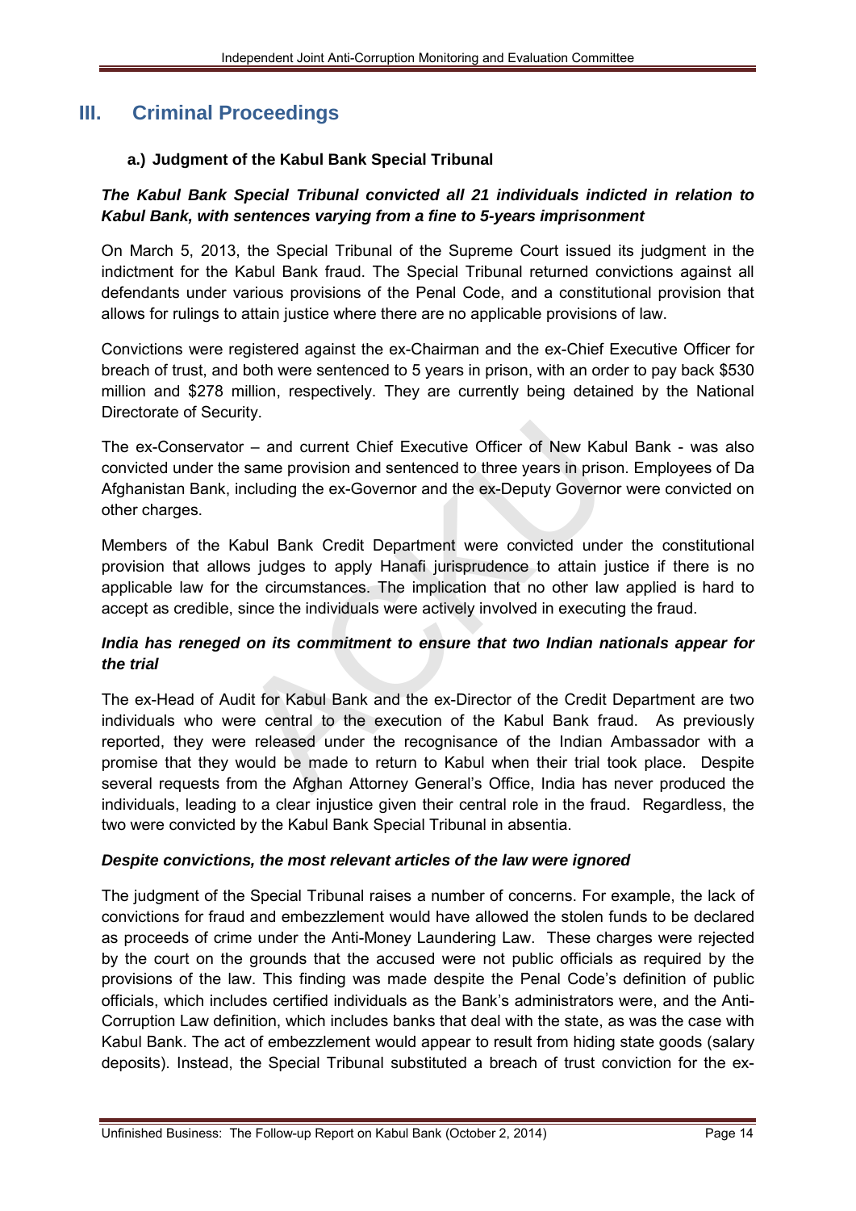# III. Criminal Proceedings

### a.) Judgment of the Kabul Bank Special Tribunal

***The Kabul Bank Special Tribunal convicted all 21 individuals indicted in relation to Kabul Bank, with sentences varying from a fine to 5-years imprisonment***

On March 5, 2013, the Special Tribunal of the Supreme Court issued its judgment in the indictment for the Kabul Bank fraud. The Special Tribunal returned convictions against all defendants under various provisions of the Penal Code, and a constitutional provision that allows for rulings to attain justice where there are no applicable provisions of law.

Convictions were registered against the ex-Chairman and the ex-Chief Executive Officer for breach of trust, and both were sentenced to 5 years in prison, with an order to pay back $530 million and $278 million, respectively. They are currently being detained by the National Directorate of Security.

The ex-Conservator – and current Chief Executive Officer of New Kabul Bank - was also convicted under the same provision and sentenced to three years in prison. Employees of Da Afghanistan Bank, including the ex-Governor and the ex-Deputy Governor were convicted on other charges.

Members of the Kabul Bank Credit Department were convicted under the constitutional provision that allows judges to apply Hanafi jurisprudence to attain justice if there is no applicable law for the circumstances. The implication that no other law applied is hard to accept as credible, since the individuals were actively involved in executing the fraud.

***India has reneged on its commitment to ensure that two Indian nationals appear for the trial***

The ex-Head of Audit for Kabul Bank and the ex-Director of the Credit Department are two individuals who were central to the execution of the Kabul Bank fraud. As previously reported, they were released under the recognisance of the Indian Ambassador with a promise that they would be made to return to Kabul when their trial took place. Despite several requests from the Afghan Attorney General's Office, India has never produced the individuals, leading to a clear injustice given their central role in the fraud. Regardless, the two were convicted by the Kabul Bank Special Tribunal in absentia.

***Despite convictions, the most relevant articles of the law were ignored***

The judgment of the Special Tribunal raises a number of concerns. For example, the lack of convictions for fraud and embezzlement would have allowed the stolen funds to be declared as proceeds of crime under the Anti-Money Laundering Law. These charges were rejected by the court on the grounds that the accused were not public officials as required by the provisions of the law. This finding was made despite the Penal Code's definition of public officials, which includes certified individuals as the Bank's administrators were, and the Anti-Corruption Law definition, which includes banks that deal with the state, as was the case with Kabul Bank. The act of embezzlement would appear to result from hiding state goods (salary deposits). Instead, the Special Tribunal substituted a breach of trust conviction for the ex-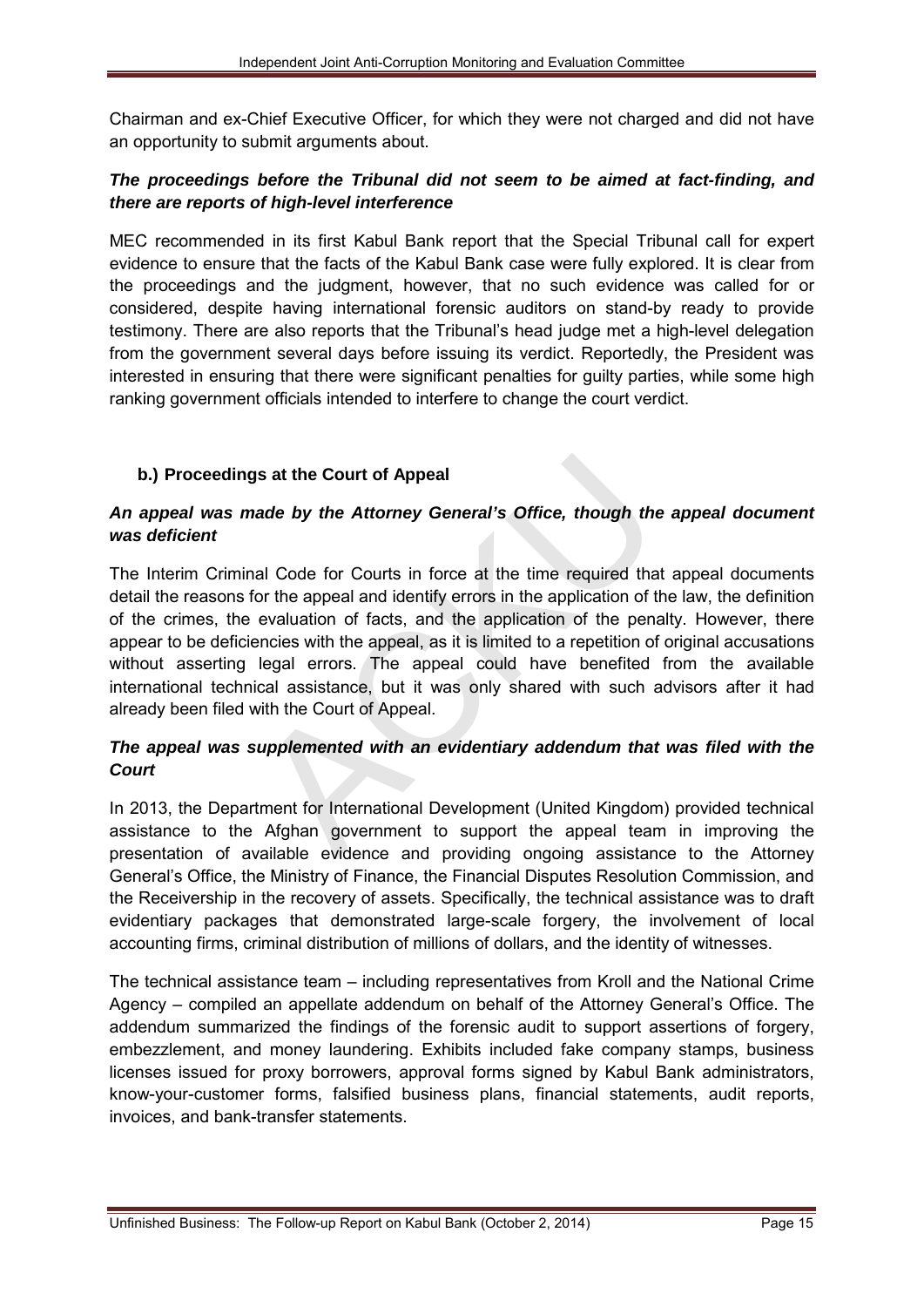Chairman and ex-Chief Executive Officer, for which they were not charged and did not have an opportunity to submit arguments about.

***The proceedings before the Tribunal did not seem to be aimed at fact-finding, and there are reports of high-level interference***

MEC recommended in its first Kabul Bank report that the Special Tribunal call for expert evidence to ensure that the facts of the Kabul Bank case were fully explored. It is clear from the proceedings and the judgment, however, that no such evidence was called for or considered, despite having international forensic auditors on stand-by ready to provide testimony. There are also reports that the Tribunal's head judge met a high-level delegation from the government several days before issuing its verdict. Reportedly, the President was interested in ensuring that there were significant penalties for guilty parties, while some high ranking government officials intended to interfere to change the court verdict.

### b.) Proceedings at the Court of Appeal

***An appeal was made by the Attorney General's Office, though the appeal document was deficient***

The Interim Criminal Code for Courts in force at the time required that appeal documents detail the reasons for the appeal and identify errors in the application of the law, the definition of the crimes, the evaluation of facts, and the application of the penalty. However, there appear to be deficiencies with the appeal, as it is limited to a repetition of original accusations without asserting legal errors. The appeal could have benefited from the available international technical assistance, but it was only shared with such advisors after it had already been filed with the Court of Appeal.

***The appeal was supplemented with an evidentiary addendum that was filed with the Court***

In 2013, the Department for International Development (United Kingdom) provided technical assistance to the Afghan government to support the appeal team in improving the presentation of available evidence and providing ongoing assistance to the Attorney General's Office, the Ministry of Finance, the Financial Disputes Resolution Commission, and the Receivership in the recovery of assets. Specifically, the technical assistance was to draft evidentiary packages that demonstrated large-scale forgery, the involvement of local accounting firms, criminal distribution of millions of dollars, and the identity of witnesses.

The technical assistance team – including representatives from Kroll and the National Crime Agency – compiled an appellate addendum on behalf of the Attorney General's Office. The addendum summarized the findings of the forensic audit to support assertions of forgery, embezzlement, and money laundering. Exhibits included fake company stamps, business licenses issued for proxy borrowers, approval forms signed by Kabul Bank administrators, know-your-customer forms, falsified business plans, financial statements, audit reports, invoices, and bank-transfer statements.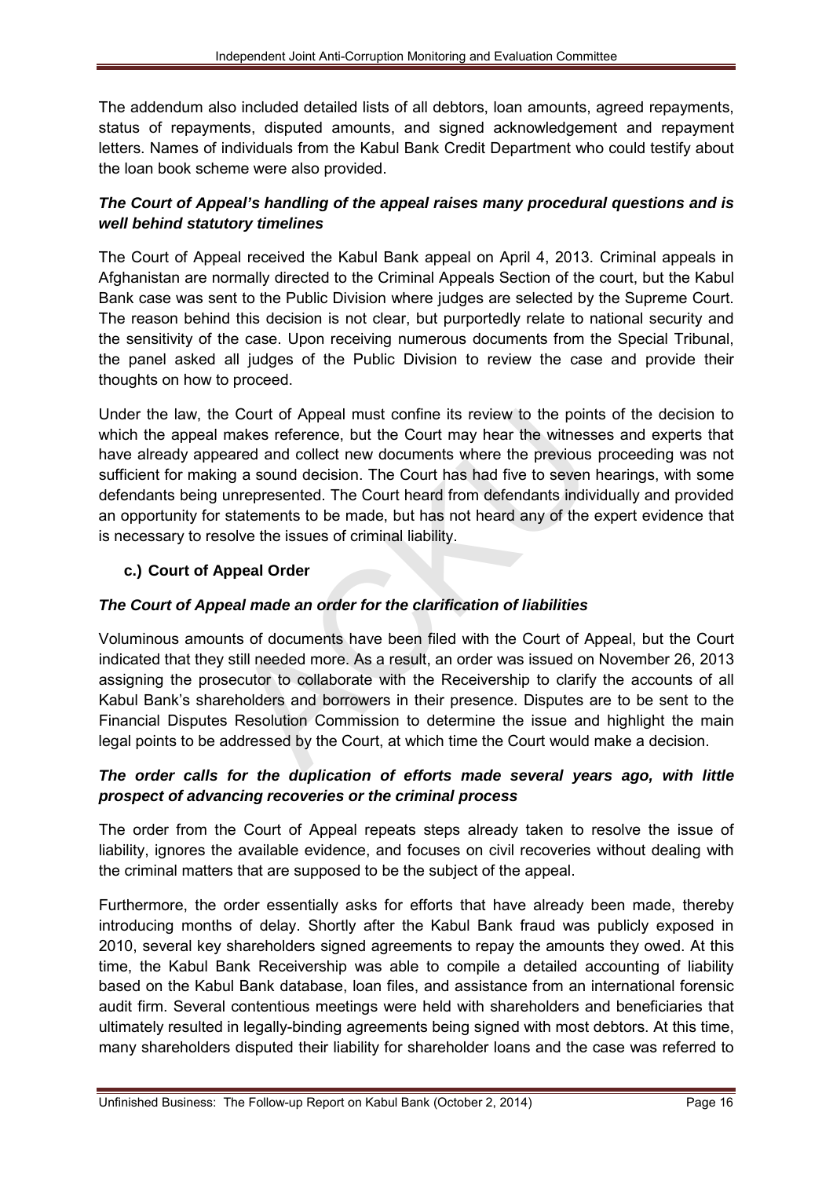The addendum also included detailed lists of all debtors, loan amounts, agreed repayments, status of repayments, disputed amounts, and signed acknowledgement and repayment letters. Names of individuals from the Kabul Bank Credit Department who could testify about the loan book scheme were also provided.

***The Court of Appeal's handling of the appeal raises many procedural questions and is well behind statutory timelines***

The Court of Appeal received the Kabul Bank appeal on April 4, 2013. Criminal appeals in Afghanistan are normally directed to the Criminal Appeals Section of the court, but the Kabul Bank case was sent to the Public Division where judges are selected by the Supreme Court. The reason behind this decision is not clear, but purportedly relate to national security and the sensitivity of the case. Upon receiving numerous documents from the Special Tribunal, the panel asked all judges of the Public Division to review the case and provide their thoughts on how to proceed.

Under the law, the Court of Appeal must confine its review to the points of the decision to which the appeal makes reference, but the Court may hear the witnesses and experts that have already appeared and collect new documents where the previous proceeding was not sufficient for making a sound decision. The Court has had five to seven hearings, with some defendants being unrepresented. The Court heard from defendants individually and provided an opportunity for statements to be made, but has not heard any of the expert evidence that is necessary to resolve the issues of criminal liability.

### c.) Court of Appeal Order

***The Court of Appeal made an order for the clarification of liabilities***

Voluminous amounts of documents have been filed with the Court of Appeal, but the Court indicated that they still needed more. As a result, an order was issued on November 26, 2013 assigning the prosecutor to collaborate with the Receivership to clarify the accounts of all Kabul Bank's shareholders and borrowers in their presence. Disputes are to be sent to the Financial Disputes Resolution Commission to determine the issue and highlight the main legal points to be addressed by the Court, at which time the Court would make a decision.

***The order calls for the duplication of efforts made several years ago, with little prospect of advancing recoveries or the criminal process***

The order from the Court of Appeal repeats steps already taken to resolve the issue of liability, ignores the available evidence, and focuses on civil recoveries without dealing with the criminal matters that are supposed to be the subject of the appeal.

Furthermore, the order essentially asks for efforts that have already been made, thereby introducing months of delay. Shortly after the Kabul Bank fraud was publicly exposed in 2010, several key shareholders signed agreements to repay the amounts they owed. At this time, the Kabul Bank Receivership was able to compile a detailed accounting of liability based on the Kabul Bank database, loan files, and assistance from an international forensic audit firm. Several contentious meetings were held with shareholders and beneficiaries that ultimately resulted in legally-binding agreements being signed with most debtors. At this time, many shareholders disputed their liability for shareholder loans and the case was referred to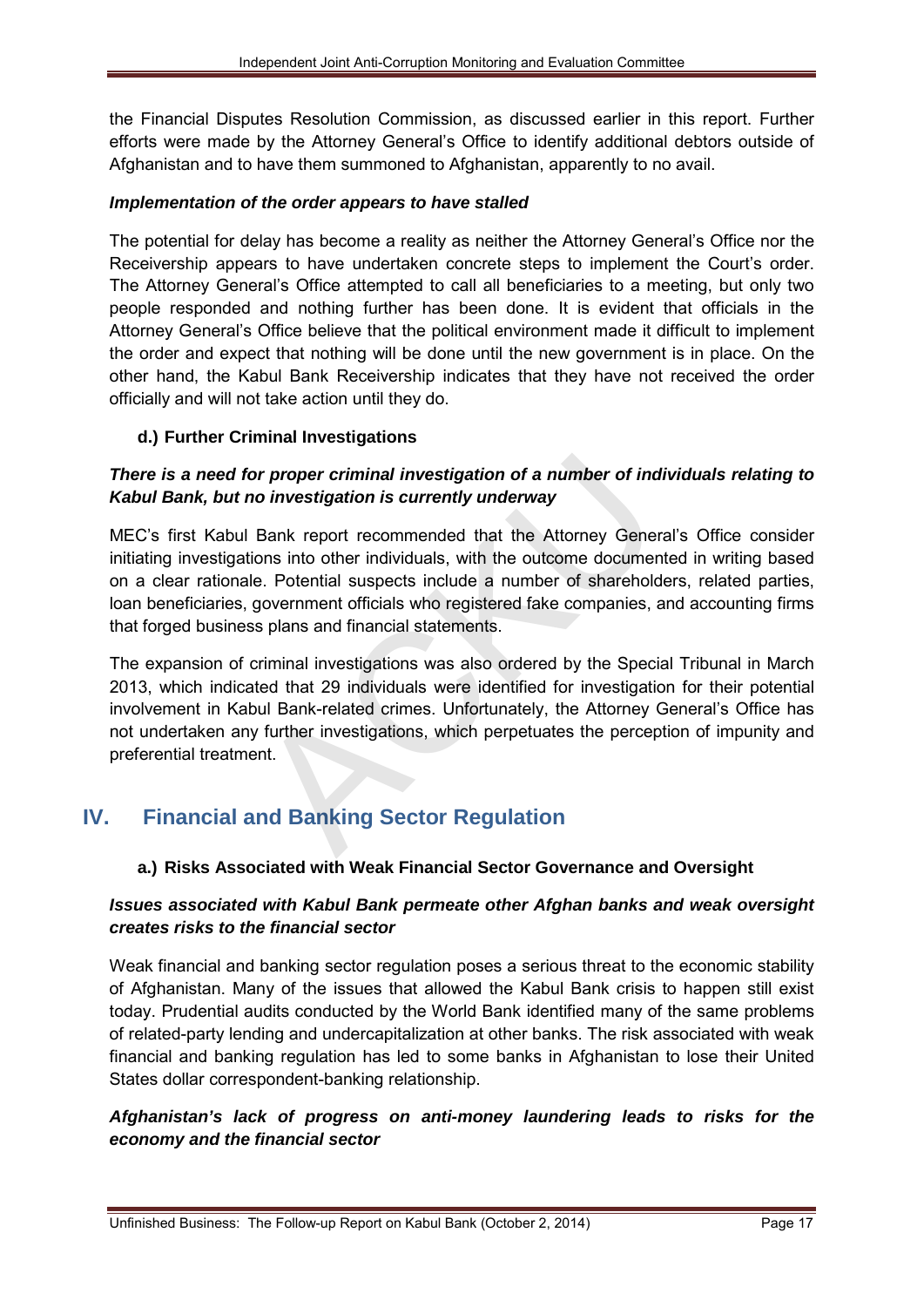the Financial Disputes Resolution Commission, as discussed earlier in this report. Further efforts were made by the Attorney General's Office to identify additional debtors outside of Afghanistan and to have them summoned to Afghanistan, apparently to no avail.

***Implementation of the order appears to have stalled***

The potential for delay has become a reality as neither the Attorney General's Office nor the Receivership appears to have undertaken concrete steps to implement the Court's order. The Attorney General's Office attempted to call all beneficiaries to a meeting, but only two people responded and nothing further has been done. It is evident that officials in the Attorney General's Office believe that the political environment made it difficult to implement the order and expect that nothing will be done until the new government is in place. On the other hand, the Kabul Bank Receivership indicates that they have not received the order officially and will not take action until they do.

### d.) Further Criminal Investigations

***There is a need for proper criminal investigation of a number of individuals relating to Kabul Bank, but no investigation is currently underway***

MEC's first Kabul Bank report recommended that the Attorney General's Office consider initiating investigations into other individuals, with the outcome documented in writing based on a clear rationale. Potential suspects include a number of shareholders, related parties, loan beneficiaries, government officials who registered fake companies, and accounting firms that forged business plans and financial statements.

The expansion of criminal investigations was also ordered by the Special Tribunal in March 2013, which indicated that 29 individuals were identified for investigation for their potential involvement in Kabul Bank-related crimes. Unfortunately, the Attorney General's Office has not undertaken any further investigations, which perpetuates the perception of impunity and preferential treatment.

## IV. Financial and Banking Sector Regulation

### a.) Risks Associated with Weak Financial Sector Governance and Oversight

***Issues associated with Kabul Bank permeate other Afghan banks and weak oversight creates risks to the financial sector***

Weak financial and banking sector regulation poses a serious threat to the economic stability of Afghanistan. Many of the issues that allowed the Kabul Bank crisis to happen still exist today. Prudential audits conducted by the World Bank identified many of the same problems of related-party lending and undercapitalization at other banks. The risk associated with weak financial and banking regulation has led to some banks in Afghanistan to lose their United States dollar correspondent-banking relationship.

***Afghanistan's lack of progress on anti-money laundering leads to risks for the economy and the financial sector***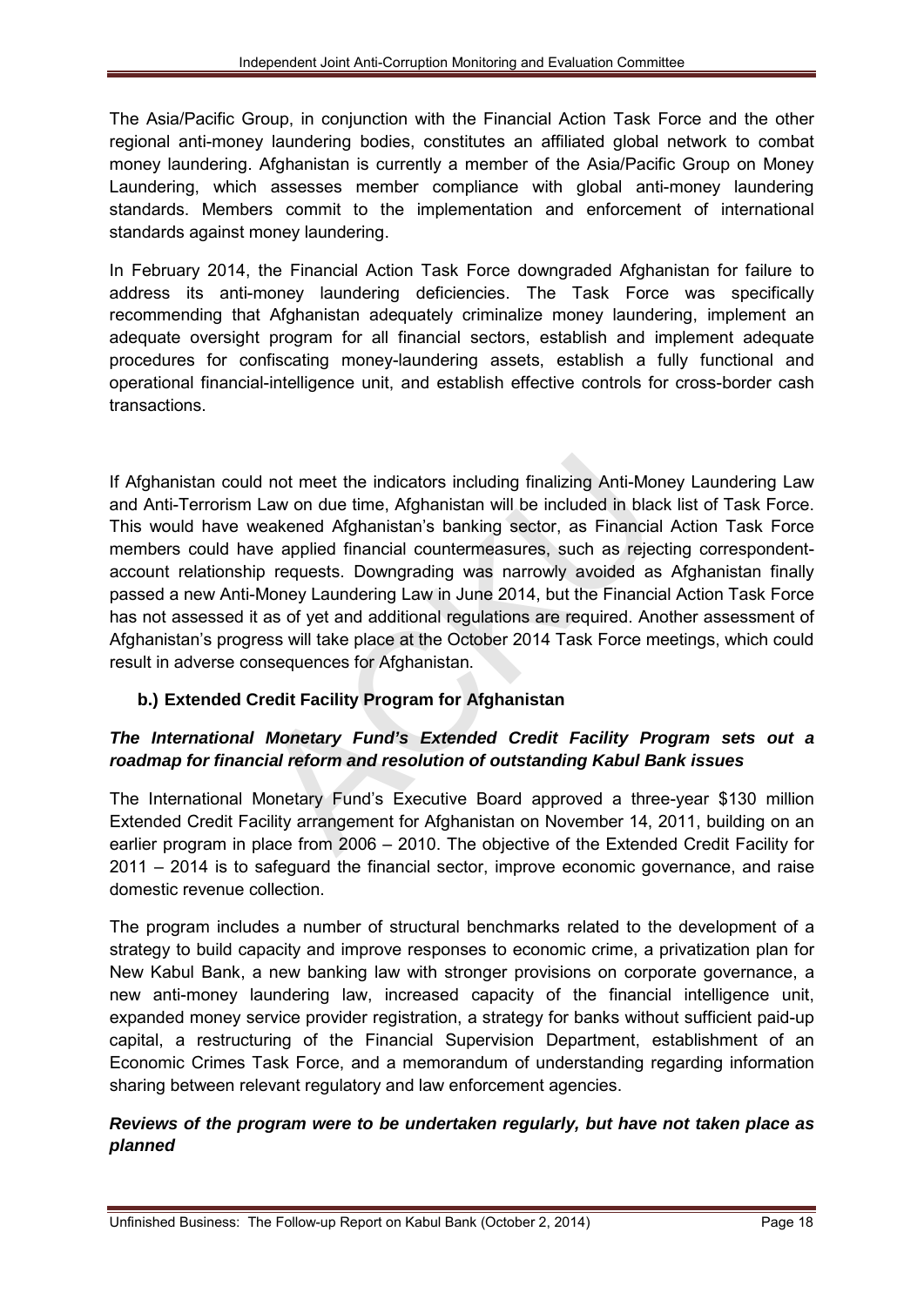The Asia/Pacific Group, in conjunction with the Financial Action Task Force and the other regional anti-money laundering bodies, constitutes an affiliated global network to combat money laundering. Afghanistan is currently a member of the Asia/Pacific Group on Money Laundering, which assesses member compliance with global anti-money laundering standards. Members commit to the implementation and enforcement of international standards against money laundering.

In February 2014, the Financial Action Task Force downgraded Afghanistan for failure to address its anti-money laundering deficiencies. The Task Force was specifically recommending that Afghanistan adequately criminalize money laundering, implement an adequate oversight program for all financial sectors, establish and implement adequate procedures for confiscating money-laundering assets, establish a fully functional and operational financial-intelligence unit, and establish effective controls for cross-border cash transactions.

If Afghanistan could not meet the indicators including finalizing Anti-Money Laundering Law and Anti-Terrorism Law on due time, Afghanistan will be included in black list of Task Force. This would have weakened Afghanistan's banking sector, as Financial Action Task Force members could have applied financial countermeasures, such as rejecting correspondent-account relationship requests. Downgrading was narrowly avoided as Afghanistan finally passed a new Anti-Money Laundering Law in June 2014, but the Financial Action Task Force has not assessed it as of yet and additional regulations are required. Another assessment of Afghanistan's progress will take place at the October 2014 Task Force meetings, which could result in adverse consequences for Afghanistan.

### b.) Extended Credit Facility Program for Afghanistan

***The International Monetary Fund's Extended Credit Facility Program sets out a roadmap for financial reform and resolution of outstanding Kabul Bank issues***

The International Monetary Fund's Executive Board approved a three-year $130 million Extended Credit Facility arrangement for Afghanistan on November 14, 2011, building on an earlier program in place from 2006 – 2010. The objective of the Extended Credit Facility for 2011 – 2014 is to safeguard the financial sector, improve economic governance, and raise domestic revenue collection.

The program includes a number of structural benchmarks related to the development of a strategy to build capacity and improve responses to economic crime, a privatization plan for New Kabul Bank, a new banking law with stronger provisions on corporate governance, a new anti-money laundering law, increased capacity of the financial intelligence unit, expanded money service provider registration, a strategy for banks without sufficient paid-up capital, a restructuring of the Financial Supervision Department, establishment of an Economic Crimes Task Force, and a memorandum of understanding regarding information sharing between relevant regulatory and law enforcement agencies.

***Reviews of the program were to be undertaken regularly, but have not taken place as planned***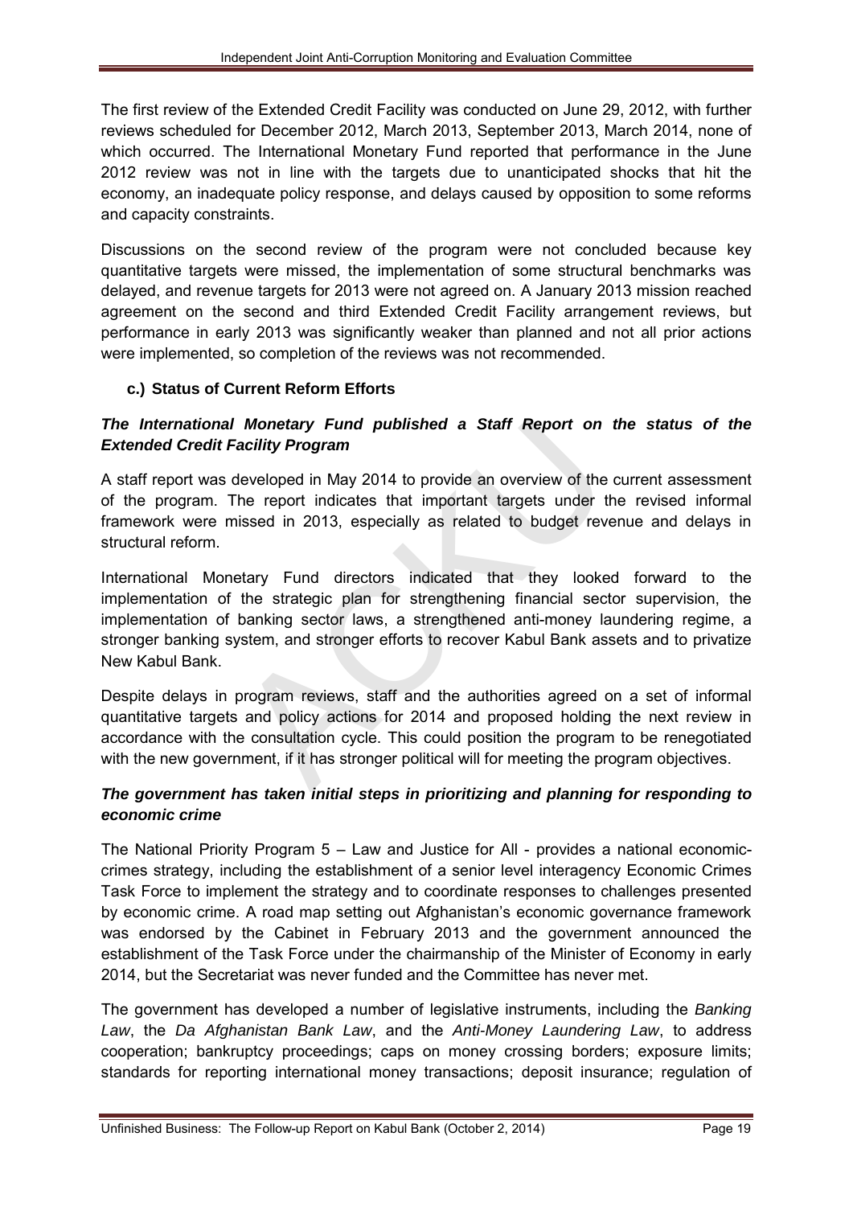The first review of the Extended Credit Facility was conducted on June 29, 2012, with further reviews scheduled for December 2012, March 2013, September 2013, March 2014, none of which occurred. The International Monetary Fund reported that performance in the June 2012 review was not in line with the targets due to unanticipated shocks that hit the economy, an inadequate policy response, and delays caused by opposition to some reforms and capacity constraints.

Discussions on the second review of the program were not concluded because key quantitative targets were missed, the implementation of some structural benchmarks was delayed, and revenue targets for 2013 were not agreed on. A January 2013 mission reached agreement on the second and third Extended Credit Facility arrangement reviews, but performance in early 2013 was significantly weaker than planned and not all prior actions were implemented, so completion of the reviews was not recommended.

### c.) Status of Current Reform Efforts

***The International Monetary Fund published a Staff Report on the status of the Extended Credit Facility Program***

A staff report was developed in May 2014 to provide an overview of the current assessment of the program. The report indicates that important targets under the revised informal framework were missed in 2013, especially as related to budget revenue and delays in structural reform.

International Monetary Fund directors indicated that they looked forward to the implementation of the strategic plan for strengthening financial sector supervision, the implementation of banking sector laws, a strengthened anti-money laundering regime, a stronger banking system, and stronger efforts to recover Kabul Bank assets and to privatize New Kabul Bank.

Despite delays in program reviews, staff and the authorities agreed on a set of informal quantitative targets and policy actions for 2014 and proposed holding the next review in accordance with the consultation cycle. This could position the program to be renegotiated with the new government, if it has stronger political will for meeting the program objectives.

***The government has taken initial steps in prioritizing and planning for responding to economic crime***

The National Priority Program 5 – Law and Justice for All - provides a national economic-crimes strategy, including the establishment of a senior level interagency Economic Crimes Task Force to implement the strategy and to coordinate responses to challenges presented by economic crime. A road map setting out Afghanistan's economic governance framework was endorsed by the Cabinet in February 2013 and the government announced the establishment of the Task Force under the chairmanship of the Minister of Economy in early 2014, but the Secretariat was never funded and the Committee has never met.

The government has developed a number of legislative instruments, including the *Banking Law*, the *Da Afghanistan Bank Law*, and the *Anti-Money Laundering Law*, to address cooperation; bankruptcy proceedings; caps on money crossing borders; exposure limits; standards for reporting international money transactions; deposit insurance; regulation of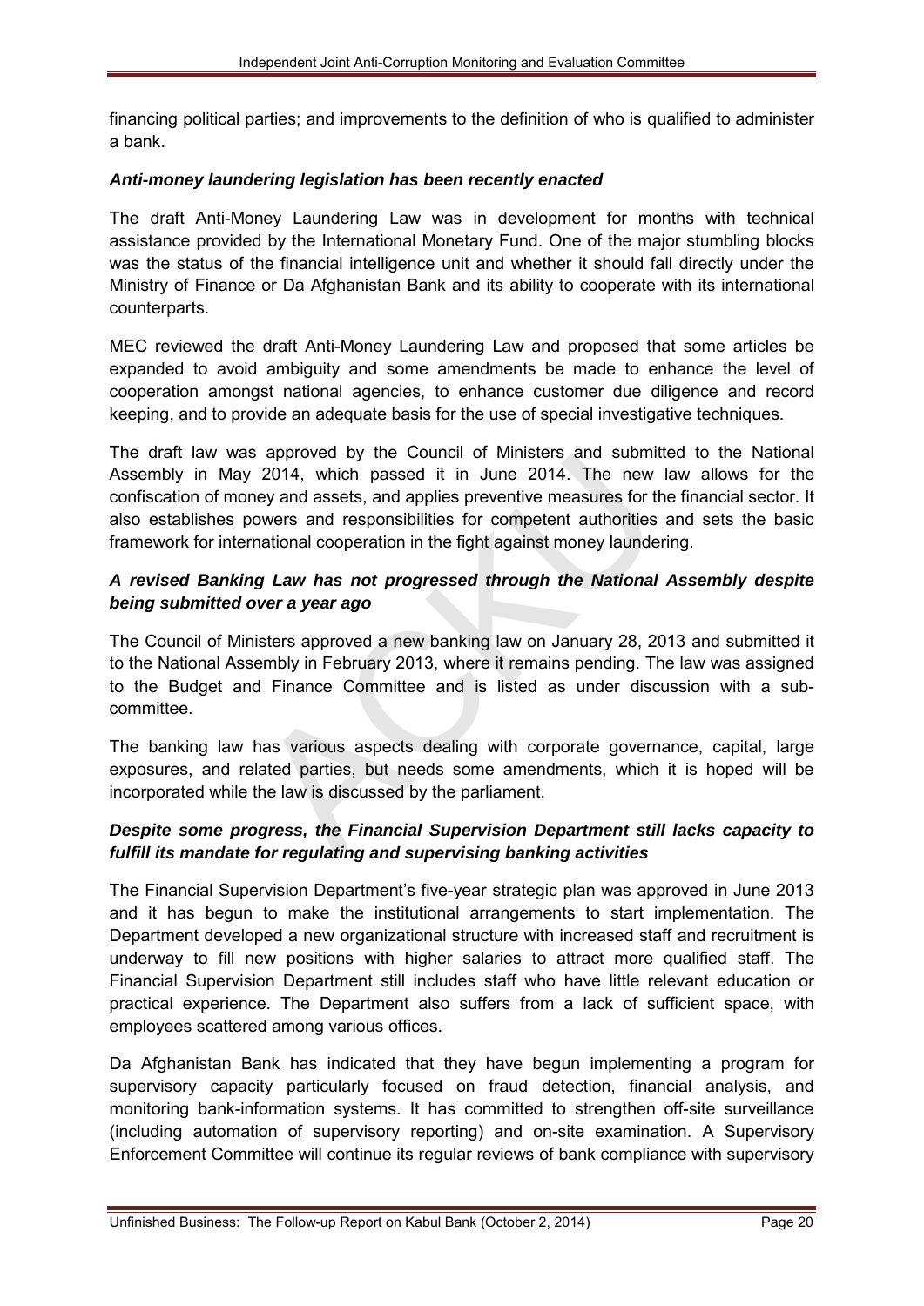financing political parties; and improvements to the definition of who is qualified to administer a bank.

***Anti-money laundering legislation has been recently enacted***

The draft Anti-Money Laundering Law was in development for months with technical assistance provided by the International Monetary Fund. One of the major stumbling blocks was the status of the financial intelligence unit and whether it should fall directly under the Ministry of Finance or Da Afghanistan Bank and its ability to cooperate with its international counterparts.

MEC reviewed the draft Anti-Money Laundering Law and proposed that some articles be expanded to avoid ambiguity and some amendments be made to enhance the level of cooperation amongst national agencies, to enhance customer due diligence and record keeping, and to provide an adequate basis for the use of special investigative techniques.

The draft law was approved by the Council of Ministers and submitted to the National Assembly in May 2014, which passed it in June 2014. The new law allows for the confiscation of money and assets, and applies preventive measures for the financial sector. It also establishes powers and responsibilities for competent authorities and sets the basic framework for international cooperation in the fight against money laundering.

***A revised Banking Law has not progressed through the National Assembly despite being submitted over a year ago***

The Council of Ministers approved a new banking law on January 28, 2013 and submitted it to the National Assembly in February 2013, where it remains pending. The law was assigned to the Budget and Finance Committee and is listed as under discussion with a sub-committee.

The banking law has various aspects dealing with corporate governance, capital, large exposures, and related parties, but needs some amendments, which it is hoped will be incorporated while the law is discussed by the parliament.

***Despite some progress, the Financial Supervision Department still lacks capacity to fulfill its mandate for regulating and supervising banking activities***

The Financial Supervision Department's five-year strategic plan was approved in June 2013 and it has begun to make the institutional arrangements to start implementation. The Department developed a new organizational structure with increased staff and recruitment is underway to fill new positions with higher salaries to attract more qualified staff. The Financial Supervision Department still includes staff who have little relevant education or practical experience. The Department also suffers from a lack of sufficient space, with employees scattered among various offices.

Da Afghanistan Bank has indicated that they have begun implementing a program for supervisory capacity particularly focused on fraud detection, financial analysis, and monitoring bank-information systems. It has committed to strengthen off-site surveillance (including automation of supervisory reporting) and on-site examination. A Supervisory Enforcement Committee will continue its regular reviews of bank compliance with supervisory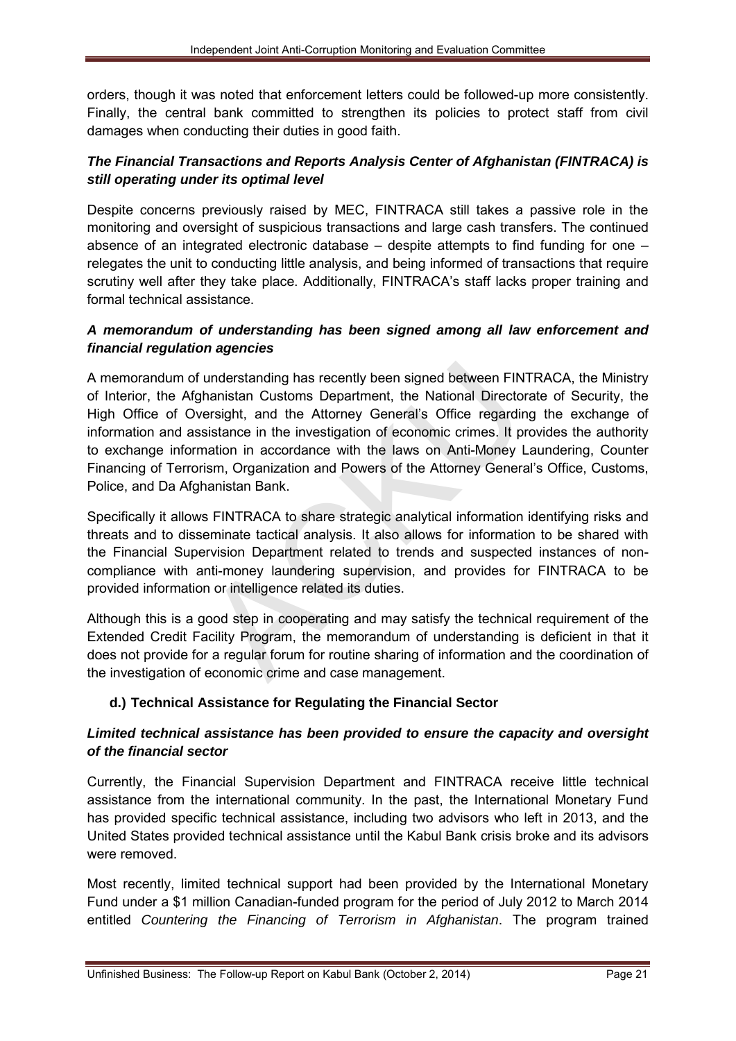orders, though it was noted that enforcement letters could be followed-up more consistently. Finally, the central bank committed to strengthen its policies to protect staff from civil damages when conducting their duties in good faith.

***The Financial Transactions and Reports Analysis Center of Afghanistan (FINTRACA) is still operating under its optimal level***

Despite concerns previously raised by MEC, FINTRACA still takes a passive role in the monitoring and oversight of suspicious transactions and large cash transfers. The continued absence of an integrated electronic database – despite attempts to find funding for one – relegates the unit to conducting little analysis, and being informed of transactions that require scrutiny well after they take place. Additionally, FINTRACA's staff lacks proper training and formal technical assistance.

***A memorandum of understanding has been signed among all law enforcement and financial regulation agencies***

A memorandum of understanding has recently been signed between FINTRACA, the Ministry of Interior, the Afghanistan Customs Department, the National Directorate of Security, the High Office of Oversight, and the Attorney General's Office regarding the exchange of information and assistance in the investigation of economic crimes. It provides the authority to exchange information in accordance with the laws on Anti-Money Laundering, Counter Financing of Terrorism, Organization and Powers of the Attorney General's Office, Customs, Police, and Da Afghanistan Bank.

Specifically it allows FINTRACA to share strategic analytical information identifying risks and threats and to disseminate tactical analysis. It also allows for information to be shared with the Financial Supervision Department related to trends and suspected instances of non-compliance with anti-money laundering supervision, and provides for FINTRACA to be provided information or intelligence related its duties.

Although this is a good step in cooperating and may satisfy the technical requirement of the Extended Credit Facility Program, the memorandum of understanding is deficient in that it does not provide for a regular forum for routine sharing of information and the coordination of the investigation of economic crime and case management.

### d.) Technical Assistance for Regulating the Financial Sector

***Limited technical assistance has been provided to ensure the capacity and oversight of the financial sector***

Currently, the Financial Supervision Department and FINTRACA receive little technical assistance from the international community. In the past, the International Monetary Fund has provided specific technical assistance, including two advisors who left in 2013, and the United States provided technical assistance until the Kabul Bank crisis broke and its advisors were removed.

Most recently, limited technical support had been provided by the International Monetary Fund under a $1 million Canadian-funded program for the period of July 2012 to March 2014 entitled *Countering the Financing of Terrorism in Afghanistan*. The program trained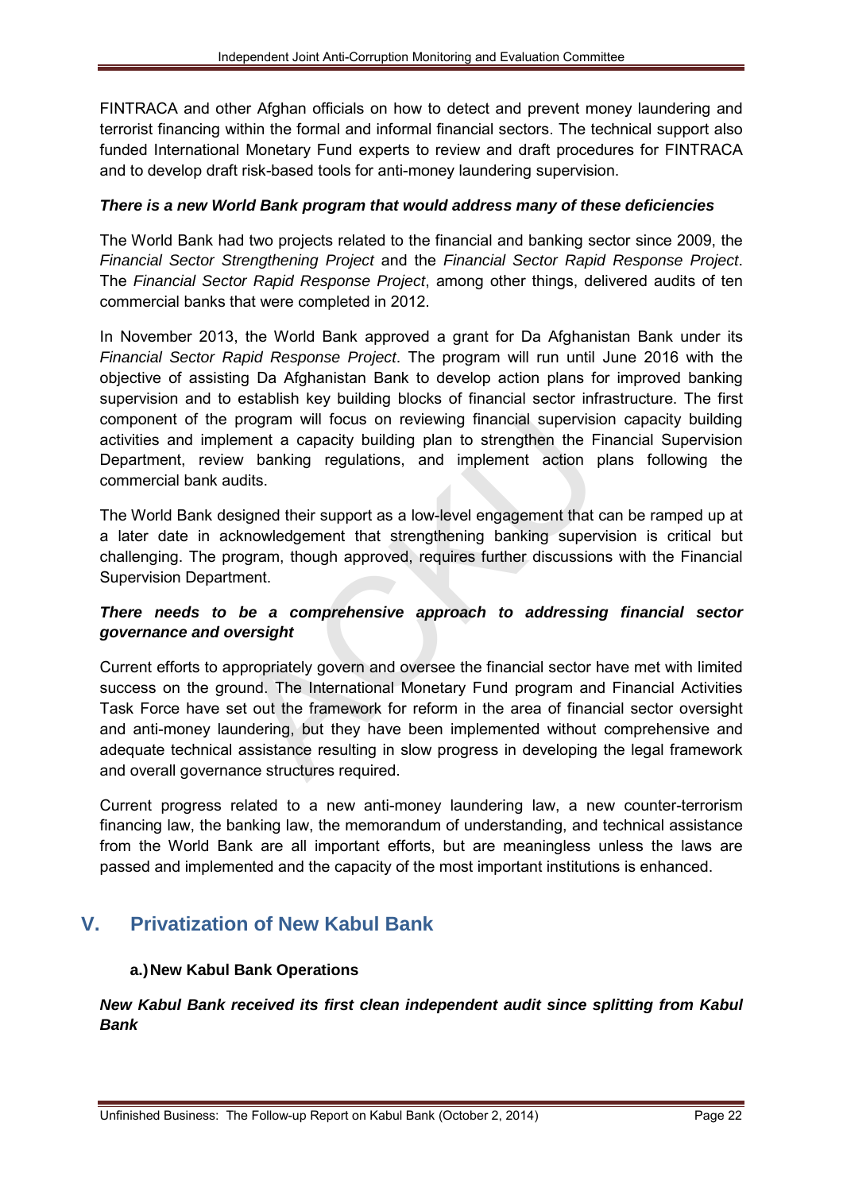FINTRACA and other Afghan officials on how to detect and prevent money laundering and terrorist financing within the formal and informal financial sectors. The technical support also funded International Monetary Fund experts to review and draft procedures for FINTRACA and to develop draft risk-based tools for anti-money laundering supervision.

***There is a new World Bank program that would address many of these deficiencies***

The World Bank had two projects related to the financial and banking sector since 2009, the *Financial Sector Strengthening Project* and the *Financial Sector Rapid Response Project*. The *Financial Sector Rapid Response Project*, among other things, delivered audits of ten commercial banks that were completed in 2012.

In November 2013, the World Bank approved a grant for Da Afghanistan Bank under its *Financial Sector Rapid Response Project*. The program will run until June 2016 with the objective of assisting Da Afghanistan Bank to develop action plans for improved banking supervision and to establish key building blocks of financial sector infrastructure. The first component of the program will focus on reviewing financial supervision capacity building activities and implement a capacity building plan to strengthen the Financial Supervision Department, review banking regulations, and implement action plans following the commercial bank audits.

The World Bank designed their support as a low-level engagement that can be ramped up at a later date in acknowledgement that strengthening banking supervision is critical but challenging. The program, though approved, requires further discussions with the Financial Supervision Department.

***There needs to be a comprehensive approach to addressing financial sector governance and oversight***

Current efforts to appropriately govern and oversee the financial sector have met with limited success on the ground. The International Monetary Fund program and Financial Activities Task Force have set out the framework for reform in the area of financial sector oversight and anti-money laundering, but they have been implemented without comprehensive and adequate technical assistance resulting in slow progress in developing the legal framework and overall governance structures required.

Current progress related to a new anti-money laundering law, a new counter-terrorism financing law, the banking law, the memorandum of understanding, and technical assistance from the World Bank are all important efforts, but are meaningless unless the laws are passed and implemented and the capacity of the most important institutions is enhanced.

## V. Privatization of New Kabul Bank

### a.) New Kabul Bank Operations

***New Kabul Bank received its first clean independent audit since splitting from Kabul Bank***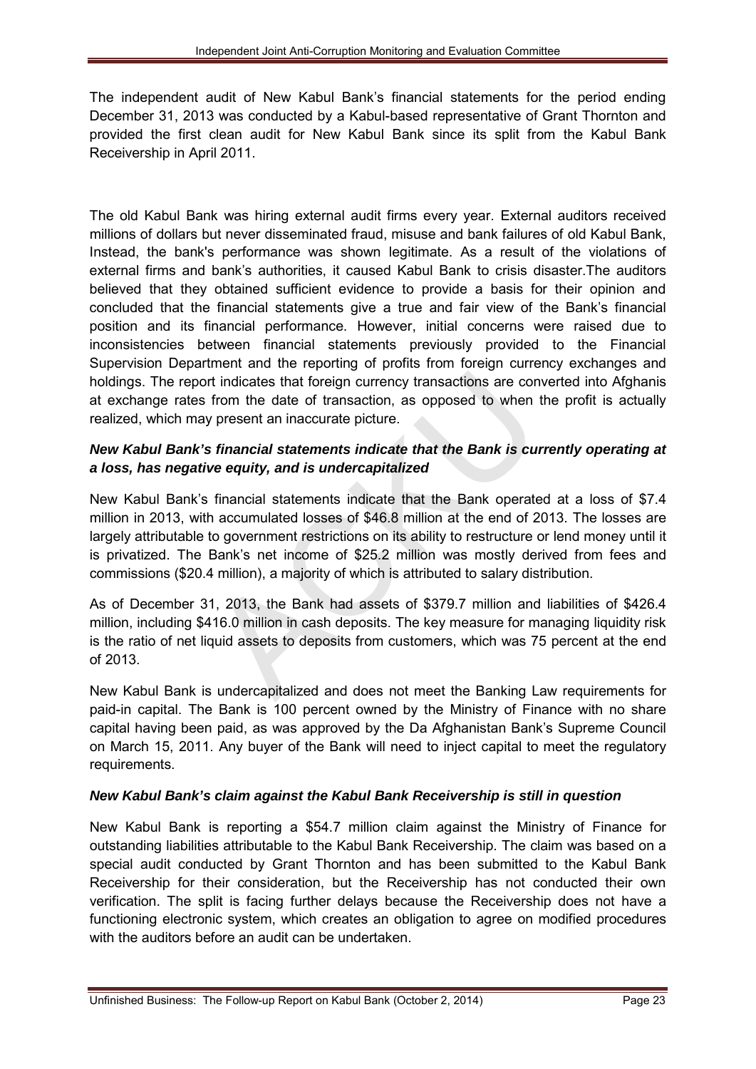The independent audit of New Kabul Bank's financial statements for the period ending December 31, 2013 was conducted by a Kabul-based representative of Grant Thornton and provided the first clean audit for New Kabul Bank since its split from the Kabul Bank Receivership in April 2011.

The old Kabul Bank was hiring external audit firms every year. External auditors received millions of dollars but never disseminated fraud, misuse and bank failures of old Kabul Bank, Instead, the bank's performance was shown legitimate. As a result of the violations of external firms and bank's authorities, it caused Kabul Bank to crisis disaster.The auditors believed that they obtained sufficient evidence to provide a basis for their opinion and concluded that the financial statements give a true and fair view of the Bank's financial position and its financial performance. However, initial concerns were raised due to inconsistencies between financial statements previously provided to the Financial Supervision Department and the reporting of profits from foreign currency exchanges and holdings. The report indicates that foreign currency transactions are converted into Afghanis at exchange rates from the date of transaction, as opposed to when the profit is actually realized, which may present an inaccurate picture.

***New Kabul Bank's financial statements indicate that the Bank is currently operating at a loss, has negative equity, and is undercapitalized***

New Kabul Bank's financial statements indicate that the Bank operated at a loss of $7.4 million in 2013, with accumulated losses of $46.8 million at the end of 2013. The losses are largely attributable to government restrictions on its ability to restructure or lend money until it is privatized. The Bank's net income of $25.2 million was mostly derived from fees and commissions ($20.4 million), a majority of which is attributed to salary distribution.

As of December 31, 2013, the Bank had assets of $379.7 million and liabilities of $426.4 million, including $416.0 million in cash deposits. The key measure for managing liquidity risk is the ratio of net liquid assets to deposits from customers, which was 75 percent at the end of 2013.

New Kabul Bank is undercapitalized and does not meet the Banking Law requirements for paid-in capital. The Bank is 100 percent owned by the Ministry of Finance with no share capital having been paid, as was approved by the Da Afghanistan Bank's Supreme Council on March 15, 2011. Any buyer of the Bank will need to inject capital to meet the regulatory requirements.

***New Kabul Bank's claim against the Kabul Bank Receivership is still in question***

New Kabul Bank is reporting a $54.7 million claim against the Ministry of Finance for outstanding liabilities attributable to the Kabul Bank Receivership. The claim was based on a special audit conducted by Grant Thornton and has been submitted to the Kabul Bank Receivership for their consideration, but the Receivership has not conducted their own verification. The split is facing further delays because the Receivership does not have a functioning electronic system, which creates an obligation to agree on modified procedures with the auditors before an audit can be undertaken.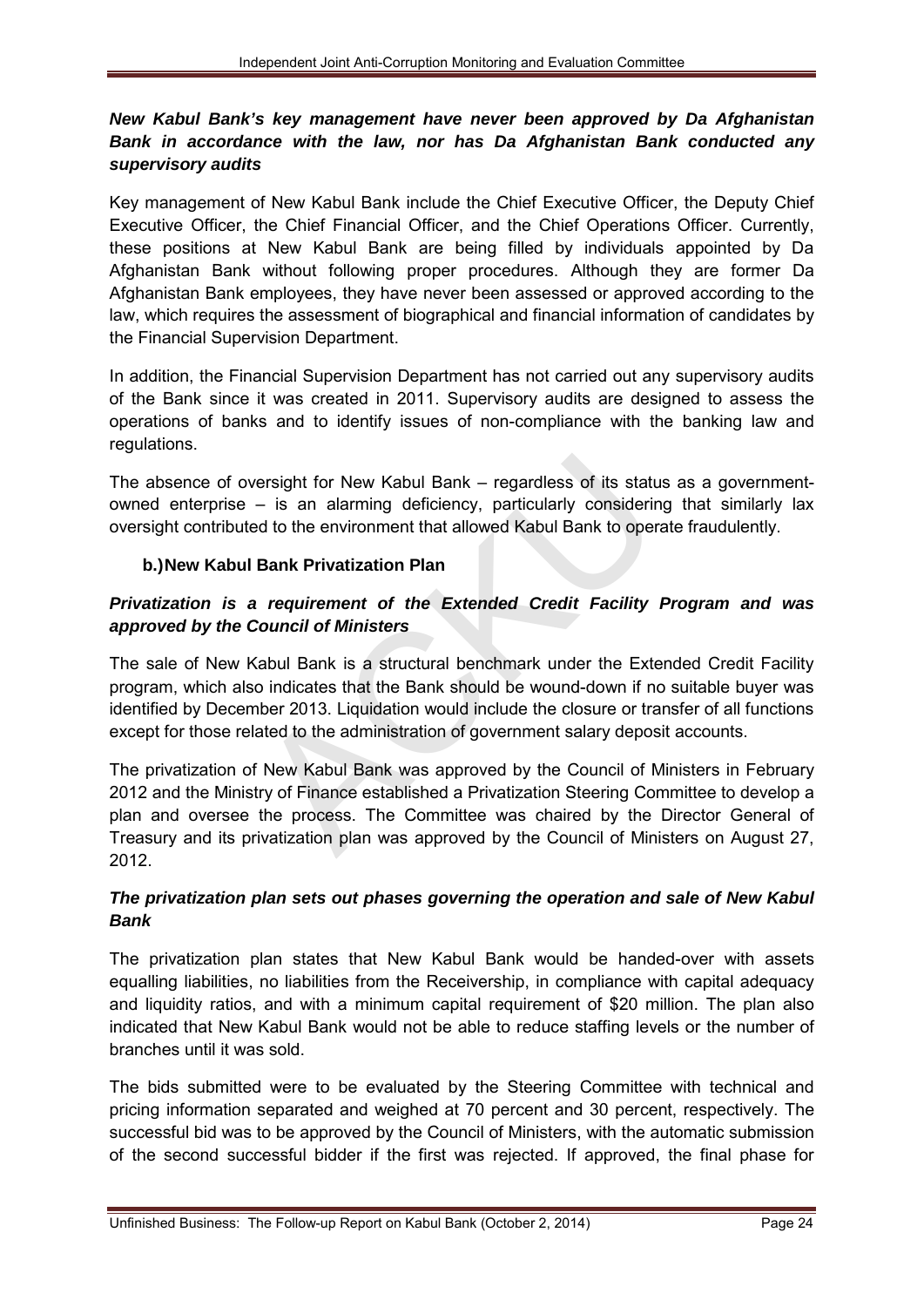***New Kabul Bank's key management have never been approved by Da Afghanistan Bank in accordance with the law, nor has Da Afghanistan Bank conducted any supervisory audits***

Key management of New Kabul Bank include the Chief Executive Officer, the Deputy Chief Executive Officer, the Chief Financial Officer, and the Chief Operations Officer. Currently, these positions at New Kabul Bank are being filled by individuals appointed by Da Afghanistan Bank without following proper procedures. Although they are former Da Afghanistan Bank employees, they have never been assessed or approved according to the law, which requires the assessment of biographical and financial information of candidates by the Financial Supervision Department.

In addition, the Financial Supervision Department has not carried out any supervisory audits of the Bank since it was created in 2011. Supervisory audits are designed to assess the operations of banks and to identify issues of non-compliance with the banking law and regulations.

The absence of oversight for New Kabul Bank – regardless of its status as a government-owned enterprise – is an alarming deficiency, particularly considering that similarly lax oversight contributed to the environment that allowed Kabul Bank to operate fraudulently.

### b.) New Kabul Bank Privatization Plan

***Privatization is a requirement of the Extended Credit Facility Program and was approved by the Council of Ministers***

The sale of New Kabul Bank is a structural benchmark under the Extended Credit Facility program, which also indicates that the Bank should be wound-down if no suitable buyer was identified by December 2013. Liquidation would include the closure or transfer of all functions except for those related to the administration of government salary deposit accounts.

The privatization of New Kabul Bank was approved by the Council of Ministers in February 2012 and the Ministry of Finance established a Privatization Steering Committee to develop a plan and oversee the process. The Committee was chaired by the Director General of Treasury and its privatization plan was approved by the Council of Ministers on August 27, 2012.

***The privatization plan sets out phases governing the operation and sale of New Kabul Bank***

The privatization plan states that New Kabul Bank would be handed-over with assets equalling liabilities, no liabilities from the Receivership, in compliance with capital adequacy and liquidity ratios, and with a minimum capital requirement of $20 million. The plan also indicated that New Kabul Bank would not be able to reduce staffing levels or the number of branches until it was sold.

The bids submitted were to be evaluated by the Steering Committee with technical and pricing information separated and weighed at 70 percent and 30 percent, respectively. The successful bid was to be approved by the Council of Ministers, with the automatic submission of the second successful bidder if the first was rejected. If approved, the final phase for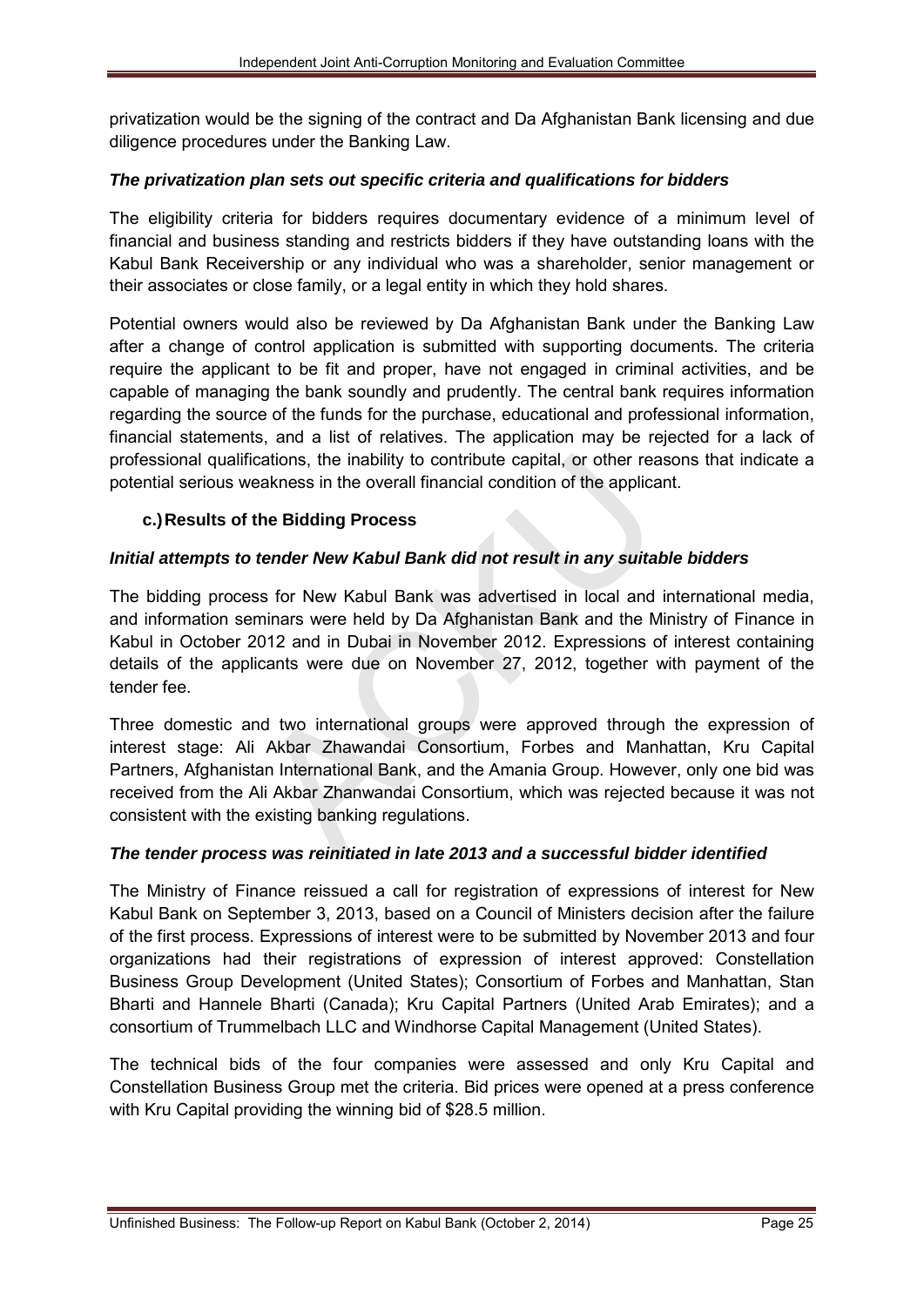privatization would be the signing of the contract and Da Afghanistan Bank licensing and due diligence procedures under the Banking Law.

***The privatization plan sets out specific criteria and qualifications for bidders***

The eligibility criteria for bidders requires documentary evidence of a minimum level of financial and business standing and restricts bidders if they have outstanding loans with the Kabul Bank Receivership or any individual who was a shareholder, senior management or their associates or close family, or a legal entity in which they hold shares.

Potential owners would also be reviewed by Da Afghanistan Bank under the Banking Law after a change of control application is submitted with supporting documents. The criteria require the applicant to be fit and proper, have not engaged in criminal activities, and be capable of managing the bank soundly and prudently. The central bank requires information regarding the source of the funds for the purchase, educational and professional information, financial statements, and a list of relatives. The application may be rejected for a lack of professional qualifications, the inability to contribute capital, or other reasons that indicate a potential serious weakness in the overall financial condition of the applicant.

### c.) Results of the Bidding Process

***Initial attempts to tender New Kabul Bank did not result in any suitable bidders***

The bidding process for New Kabul Bank was advertised in local and international media, and information seminars were held by Da Afghanistan Bank and the Ministry of Finance in Kabul in October 2012 and in Dubai in November 2012. Expressions of interest containing details of the applicants were due on November 27, 2012, together with payment of the tender fee.

Three domestic and two international groups were approved through the expression of interest stage: Ali Akbar Zhawandai Consortium, Forbes and Manhattan, Kru Capital Partners, Afghanistan International Bank, and the Amania Group. However, only one bid was received from the Ali Akbar Zhanwandai Consortium, which was rejected because it was not consistent with the existing banking regulations.

***The tender process was reinitiated in late 2013 and a successful bidder identified***

The Ministry of Finance reissued a call for registration of expressions of interest for New Kabul Bank on September 3, 2013, based on a Council of Ministers decision after the failure of the first process. Expressions of interest were to be submitted by November 2013 and four organizations had their registrations of expression of interest approved: Constellation Business Group Development (United States); Consortium of Forbes and Manhattan, Stan Bharti and Hannele Bharti (Canada); Kru Capital Partners (United Arab Emirates); and a consortium of Trummelbach LLC and Windhorse Capital Management (United States).

The technical bids of the four companies were assessed and only Kru Capital and Constellation Business Group met the criteria. Bid prices were opened at a press conference with Kru Capital providing the winning bid of $28.5 million.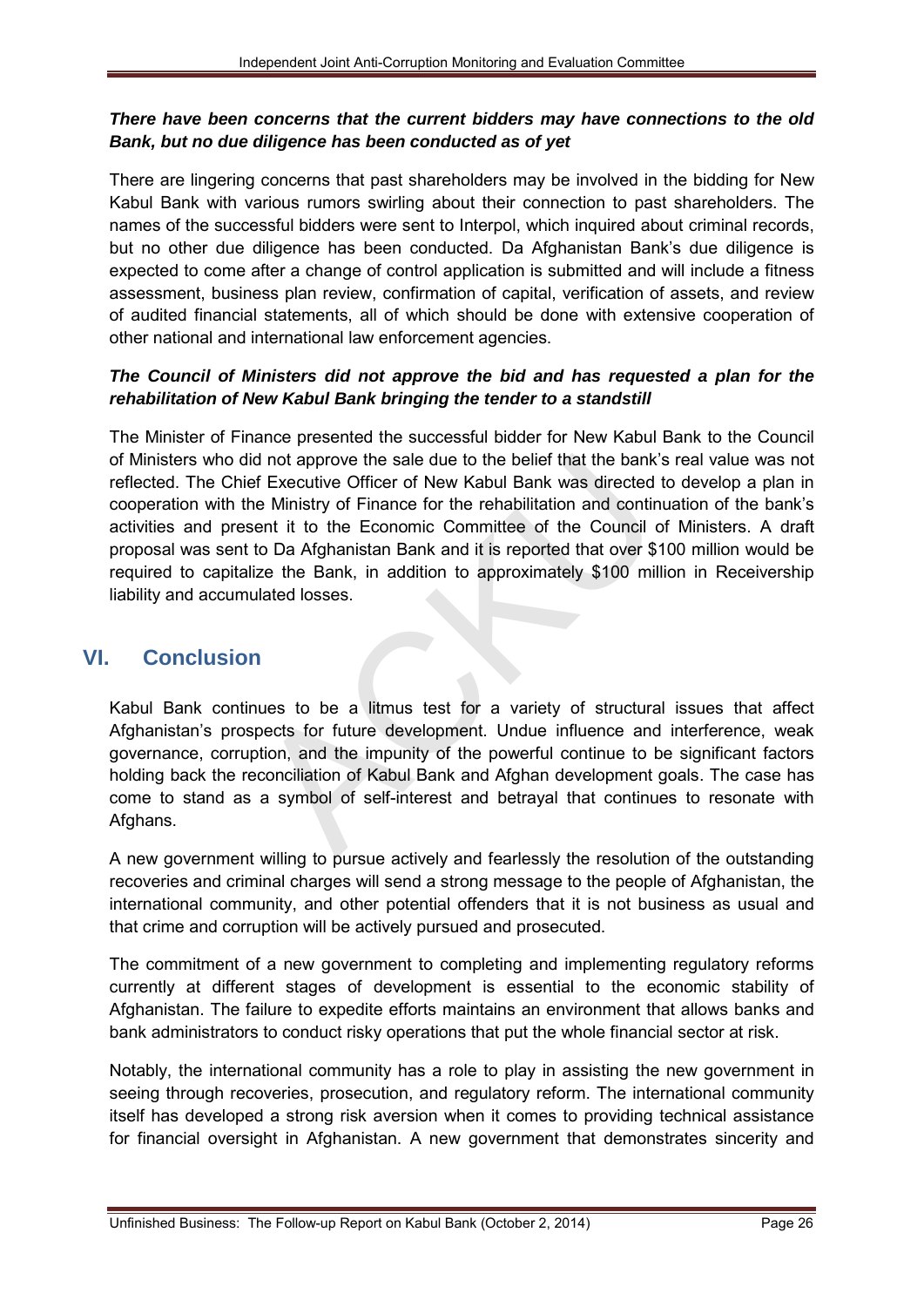***There have been concerns that the current bidders may have connections to the old Bank, but no due diligence has been conducted as of yet***

There are lingering concerns that past shareholders may be involved in the bidding for New Kabul Bank with various rumors swirling about their connection to past shareholders. The names of the successful bidders were sent to Interpol, which inquired about criminal records, but no other due diligence has been conducted. Da Afghanistan Bank's due diligence is expected to come after a change of control application is submitted and will include a fitness assessment, business plan review, confirmation of capital, verification of assets, and review of audited financial statements, all of which should be done with extensive cooperation of other national and international law enforcement agencies.

***The Council of Ministers did not approve the bid and has requested a plan for the rehabilitation of New Kabul Bank bringing the tender to a standstill***

The Minister of Finance presented the successful bidder for New Kabul Bank to the Council of Ministers who did not approve the sale due to the belief that the bank's real value was not reflected. The Chief Executive Officer of New Kabul Bank was directed to develop a plan in cooperation with the Ministry of Finance for the rehabilitation and continuation of the bank's activities and present it to the Economic Committee of the Council of Ministers. A draft proposal was sent to Da Afghanistan Bank and it is reported that over $100 million would be required to capitalize the Bank, in addition to approximately $100 million in Receivership liability and accumulated losses.

## VI. Conclusion

Kabul Bank continues to be a litmus test for a variety of structural issues that affect Afghanistan's prospects for future development. Undue influence and interference, weak governance, corruption, and the impunity of the powerful continue to be significant factors holding back the reconciliation of Kabul Bank and Afghan development goals. The case has come to stand as a symbol of self-interest and betrayal that continues to resonate with Afghans.

A new government willing to pursue actively and fearlessly the resolution of the outstanding recoveries and criminal charges will send a strong message to the people of Afghanistan, the international community, and other potential offenders that it is not business as usual and that crime and corruption will be actively pursued and prosecuted.

The commitment of a new government to completing and implementing regulatory reforms currently at different stages of development is essential to the economic stability of Afghanistan. The failure to expedite efforts maintains an environment that allows banks and bank administrators to conduct risky operations that put the whole financial sector at risk.

Notably, the international community has a role to play in assisting the new government in seeing through recoveries, prosecution, and regulatory reform. The international community itself has developed a strong risk aversion when it comes to providing technical assistance for financial oversight in Afghanistan. A new government that demonstrates sincerity and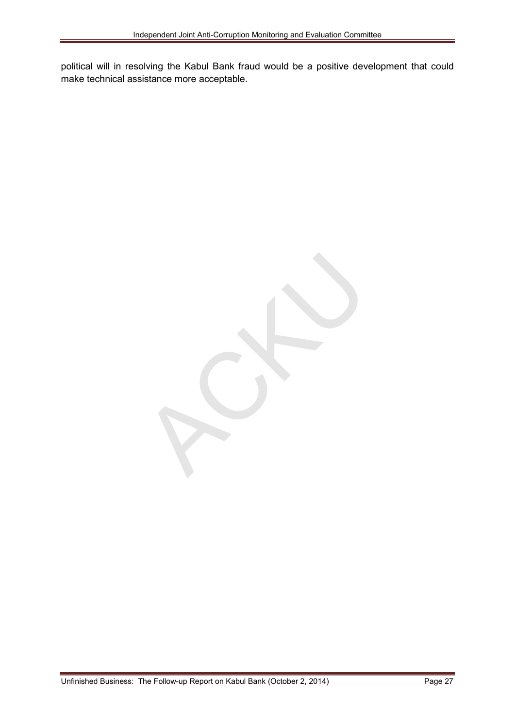political will in resolving the Kabul Bank fraud would be a positive development that could make technical assistance more acceptable.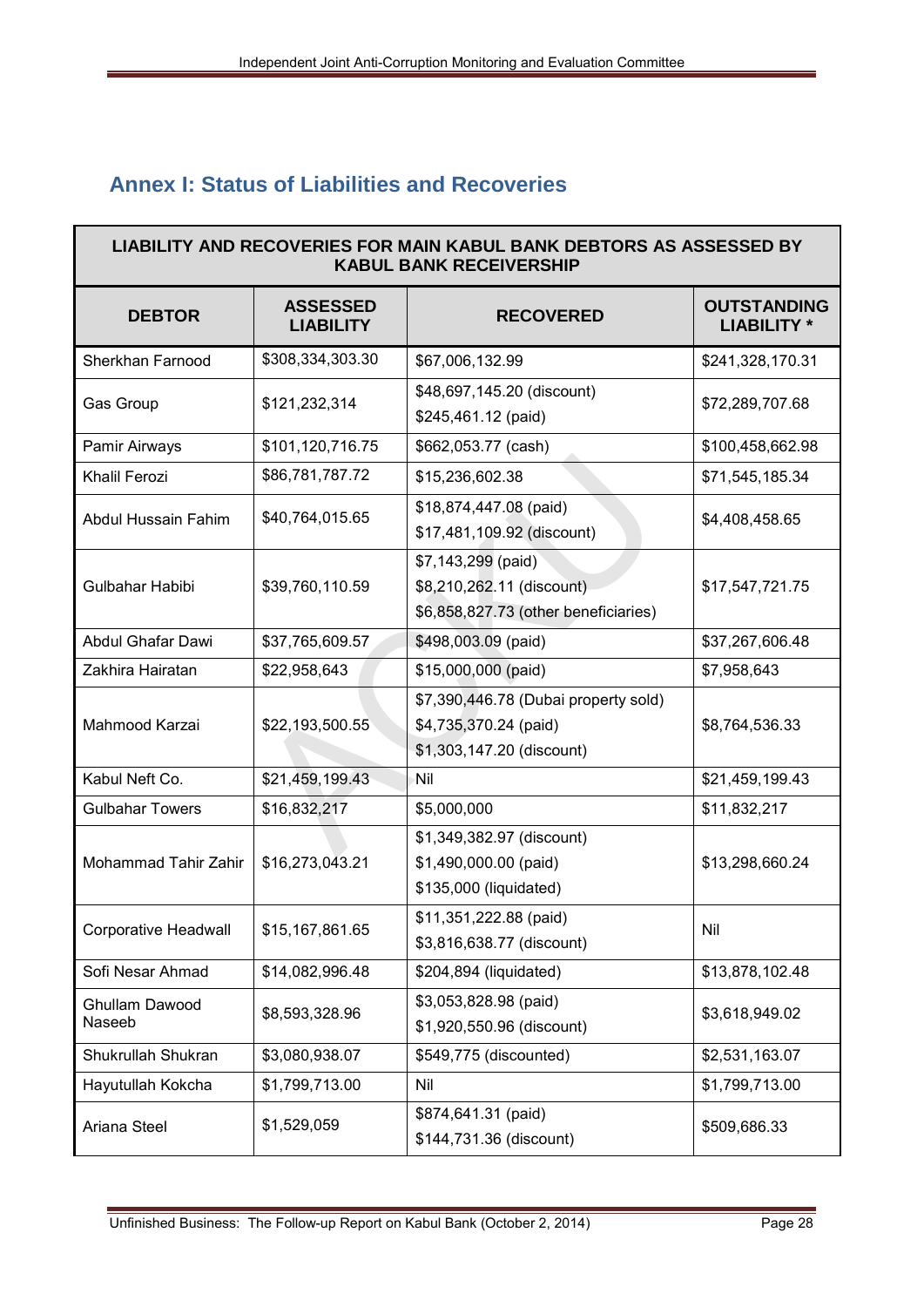## Annex I: Status of Liabilities and Recoveries

| LIABILITY AND RECOVERIES FOR MAIN KABUL BANK DEBTORS AS ASSESSED BY KABUL BANK RECEIVERSHIP | | | |
|---|---|---|---|
| **DEBTOR** | **ASSESSED LIABILITY** | **RECOVERED** | **OUTSTANDING LIABILITY *** |
| Sherkhan Farnood | $308,334,303.30 | $67,006,132.99 | $241,328,170.31 |
| Gas Group | $121,232,314 | $48,697,145.20 (discount)<br>$245,461.12 (paid) | $72,289,707.68 |
| Pamir Airways | $101,120,716.75 | $662,053.77 (cash) | $100,458,662.98 |
| Khalil Ferozi | $86,781,787.72 | $15,236,602.38 | $71,545,185.34 |
| Abdul Hussain Fahim | $40,764,015.65 | $18,874,447.08 (paid)<br>$17,481,109.92 (discount) | $4,408,458.65 |
| Gulbahar Habibi | $39,760,110.59 | $7,143,299 (paid)<br>$8,210,262.11 (discount)<br>$6,858,827.73 (other beneficiaries) | $17,547,721.75 |
| Abdul Ghafar Dawi | $37,765,609.57 | $498,003.09 (paid) | $37,267,606.48 |
| Zakhira Hairatan | $22,958,643 | $15,000,000 (paid) | $7,958,643 |
| Mahmood Karzai | $22,193,500.55 | $7,390,446.78 (Dubai property sold)<br>$4,735,370.24 (paid)<br>$1,303,147.20 (discount) | $8,764,536.33 |
| Kabul Neft Co. | $21,459,199.43 | Nil | $21,459,199.43 |
| Gulbahar Towers | $16,832,217 | $5,000,000 | $11,832,217 |
| Mohammad Tahir Zahir | $16,273,043.21 | $1,349,382.97 (discount)<br>$1,490,000.00 (paid)<br>$135,000 (liquidated) | $13,298,660.24 |
| Corporative Headwall | $15,167,861.65 | $11,351,222.88 (paid)<br>$3,816,638.77 (discount) | Nil |
| Sofi Nesar Ahmad | $14,082,996.48 | $204,894 (liquidated) | $13,878,102.48 |
| Ghullam Dawood Naseeb | $8,593,328.96 | $3,053,828.98 (paid)<br>$1,920,550.96 (discount) | $3,618,949.02 |
| Shukrullah Shukran | $3,080,938.07 | $549,775 (discounted) | $2,531,163.07 |
| Hayutullah Kokcha | $1,799,713.00 | Nil | $1,799,713.00 |
| Ariana Steel | $1,529,059 | $874,641.31 (paid)<br>$144,731.36 (discount) | $509,686.33 |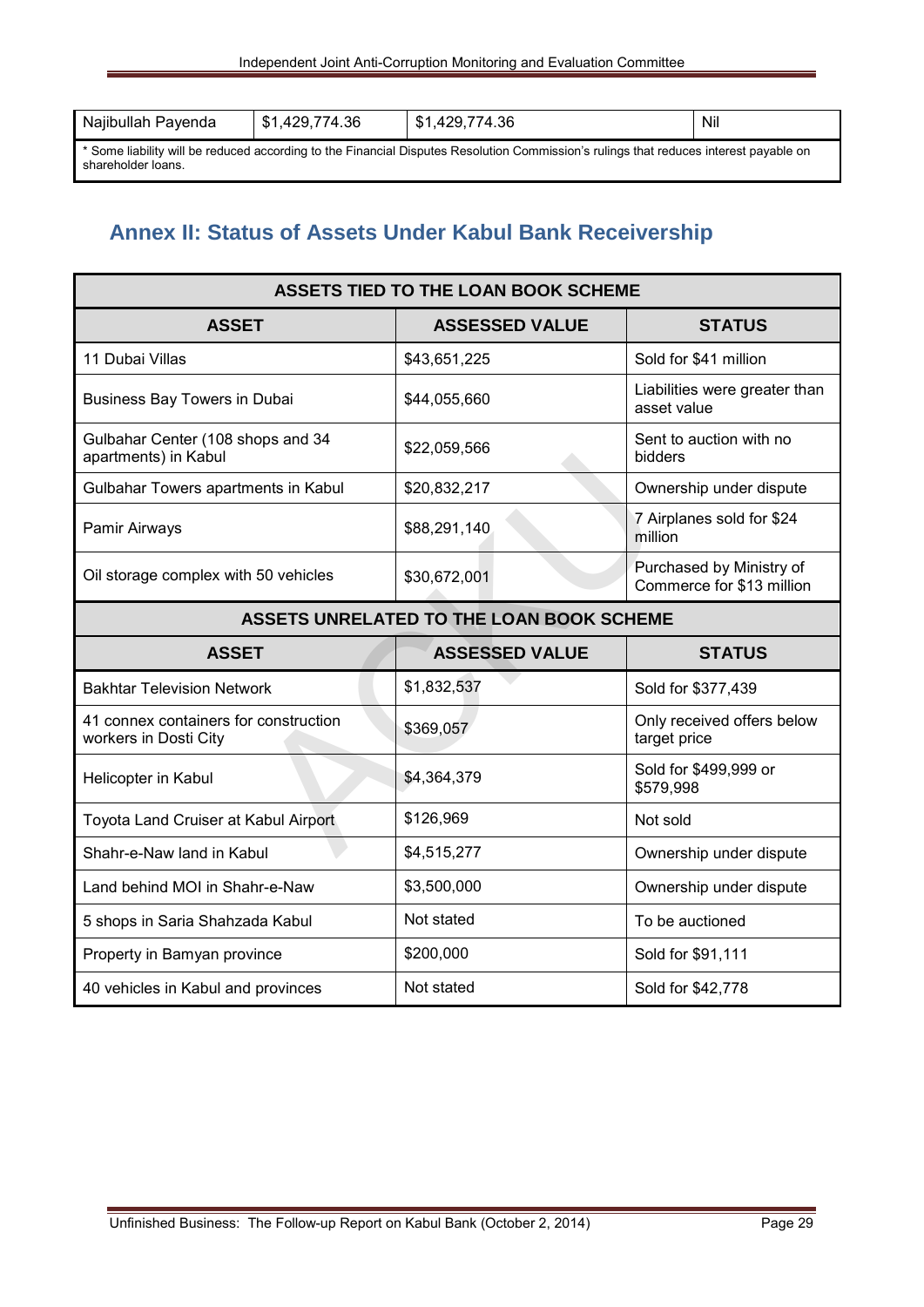| Najibullah Payenda | $1,429,774.36 | $1,429,774.36 | Nil |
|---|---|---|---|
| * Some liability will be reduced according to the Financial Disputes Resolution Commission's rulings that reduces interest payable on shareholder loans. | | | |

## Annex II: Status of Assets Under Kabul Bank Receivership

| ASSETS TIED TO THE LOAN BOOK SCHEME | | |
|---|---|---|
| **ASSET** | **ASSESSED VALUE** | **STATUS** |
| 11 Dubai Villas | $43,651,225 | Sold for $41 million |
| Business Bay Towers in Dubai | $44,055,660 | Liabilities were greater than asset value |
| Gulbahar Center (108 shops and 34 apartments) in Kabul | $22,059,566 | Sent to auction with no bidders |
| Gulbahar Towers apartments in Kabul | $20,832,217 | Ownership under dispute |
| Pamir Airways | $88,291,140 | 7 Airplanes sold for $24 million |
| Oil storage complex with 50 vehicles | $30,672,001 | Purchased by Ministry of Commerce for $13 million |
| **ASSETS UNRELATED TO THE LOAN BOOK SCHEME** | | |
| **ASSET** | **ASSESSED VALUE** | **STATUS** |
| Bakhtar Television Network | $1,832,537 | Sold for $377,439 |
| 41 connex containers for construction workers in Dosti City | $369,057 | Only received offers below target price |
| Helicopter in Kabul | $4,364,379 | Sold for $499,999 or $579,998 |
| Toyota Land Cruiser at Kabul Airport | $126,969 | Not sold |
| Shahr-e-Naw land in Kabul | $4,515,277 | Ownership under dispute |
| Land behind MOI in Shahr-e-Naw | $3,500,000 | Ownership under dispute |
| 5 shops in Saria Shahzada Kabul | Not stated | To be auctioned |
| Property in Bamyan province | $200,000 | Sold for $91,111 |
| 40 vehicles in Kabul and provinces | Not stated | Sold for $42,778 |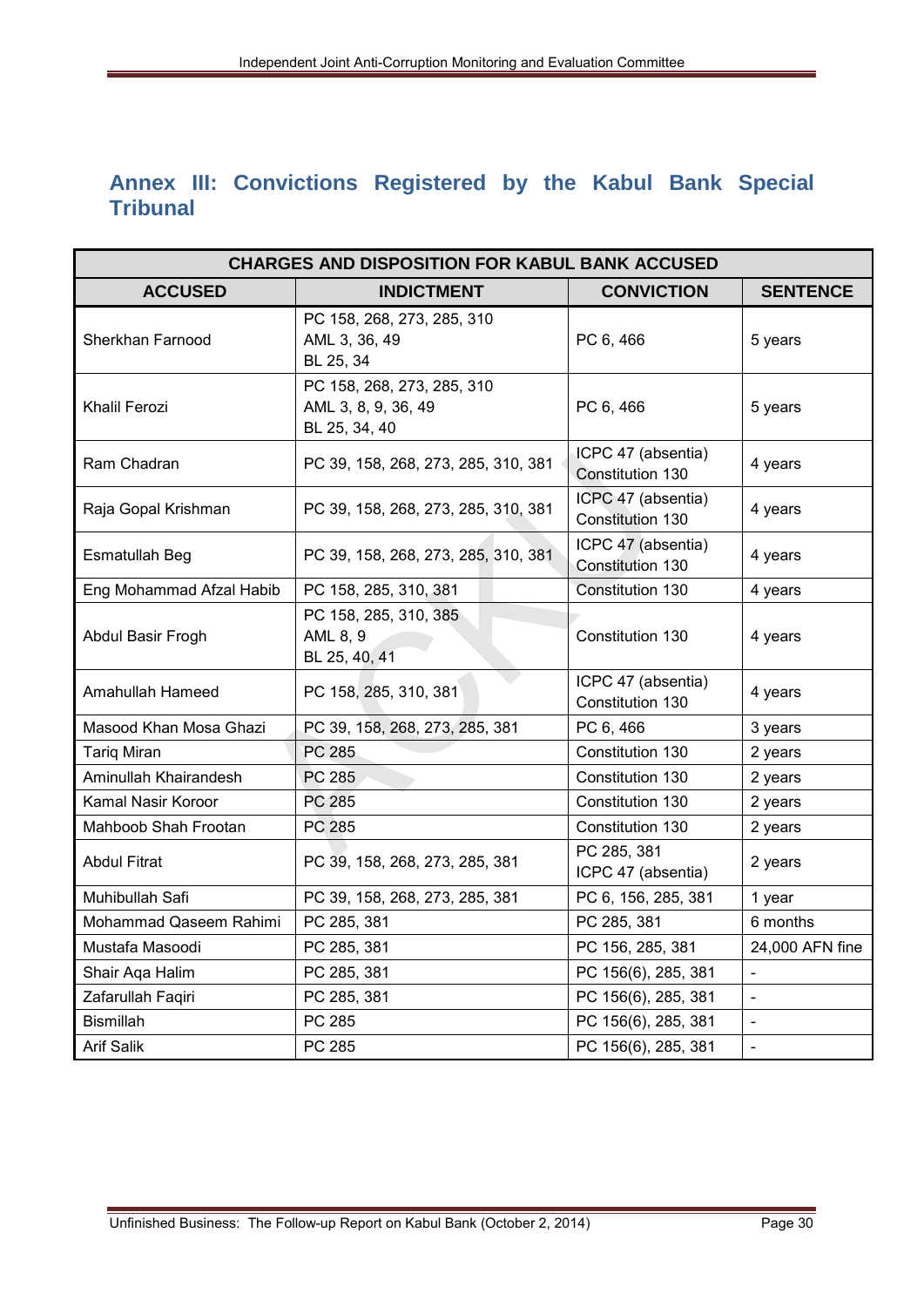## Annex III: Convictions Registered by the Kabul Bank Special Tribunal

| CHARGES AND DISPOSITION FOR KABUL BANK ACCUSED | | | |
|---|---|---|---|
| **ACCUSED** | **INDICTMENT** | **CONVICTION** | **SENTENCE** |
| Sherkhan Farnood | PC 158, 268, 273, 285, 310<br>AML 3, 36, 49<br>BL 25, 34 | PC 6, 466 | 5 years |
| Khalil Ferozi | PC 158, 268, 273, 285, 310<br>AML 3, 8, 9, 36, 49<br>BL 25, 34, 40 | PC 6, 466 | 5 years |
| Ram Chadran | PC 39, 158, 268, 273, 285, 310, 381 | ICPC 47 (absentia)<br>Constitution 130 | 4 years |
| Raja Gopal Krishman | PC 39, 158, 268, 273, 285, 310, 381 | ICPC 47 (absentia)<br>Constitution 130 | 4 years |
| Esmatullah Beg | PC 39, 158, 268, 273, 285, 310, 381 | ICPC 47 (absentia)<br>Constitution 130 | 4 years |
| Eng Mohammad Afzal Habib | PC 158, 285, 310, 381 | Constitution 130 | 4 years |
| Abdul Basir Frogh | PC 158, 285, 310, 385<br>AML 8, 9<br>BL 25, 40, 41 | Constitution 130 | 4 years |
| Amahullah Hameed | PC 158, 285, 310, 381 | ICPC 47 (absentia)<br>Constitution 130 | 4 years |
| Masood Khan Mosa Ghazi | PC 39, 158, 268, 273, 285, 381 | PC 6, 466 | 3 years |
| Tariq Miran | PC 285 | Constitution 130 | 2 years |
| Aminullah Khairandesh | PC 285 | Constitution 130 | 2 years |
| Kamal Nasir Koroor | PC 285 | Constitution 130 | 2 years |
| Mahboob Shah Frootan | PC 285 | Constitution 130 | 2 years |
| Abdul Fitrat | PC 39, 158, 268, 273, 285, 381 | PC 285, 381<br>ICPC 47 (absentia) | 2 years |
| Muhibullah Safi | PC 39, 158, 268, 273, 285, 381 | PC 6, 156, 285, 381 | 1 year |
| Mohammad Qaseem Rahimi | PC 285, 381 | PC 285, 381 | 6 months |
| Mustafa Masoodi | PC 285, 381 | PC 156, 285, 381 | 24,000 AFN fine |
| Shair Aqa Halim | PC 285, 381 | PC 156(6), 285, 381 | - |
| Zafarullah Faqiri | PC 285, 381 | PC 156(6), 285, 381 | - |
| Bismillah | PC 285 | PC 156(6), 285, 381 | - |
| Arif Salik | PC 285 | PC 156(6), 285, 381 | - |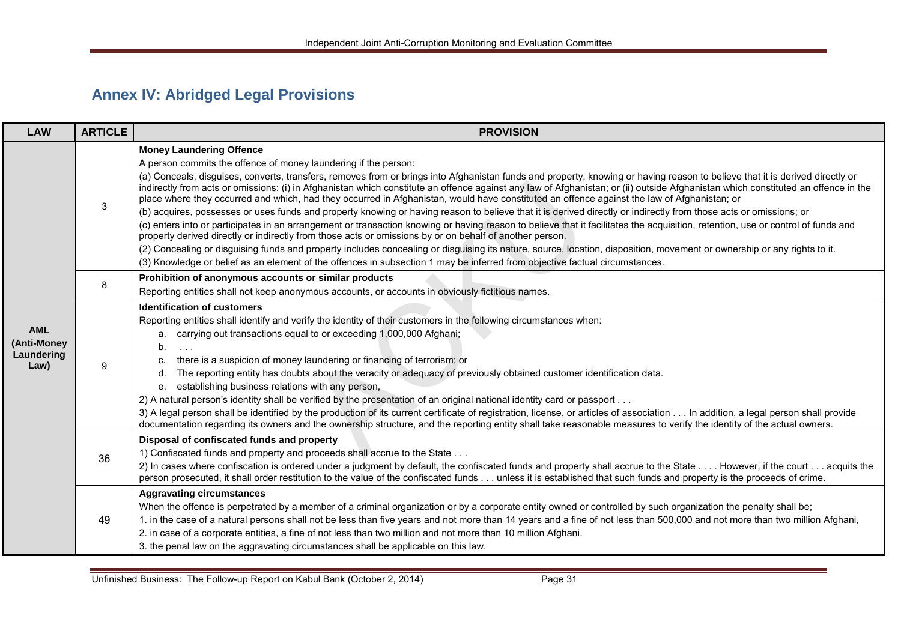## Annex IV: Abridged Legal Provisions

| LAW | ARTICLE | PROVISION |
|---|---|---|
| AML (Anti-Money Laundering Law) | 3 | **Money Laundering Offence**<br>A person commits the offence of money laundering if the person:<br>(a) Conceals, disguises, converts, transfers, removes from or brings into Afghanistan funds and property, knowing or having reason to believe that it is derived directly or indirectly from acts or omissions: (i) in Afghanistan which constitute an offence against any law of Afghanistan; or (ii) outside Afghanistan which constituted an offence in the place where they occurred and which, had they occurred in Afghanistan, would have constituted an offence against the law of Afghanistan; or<br>(b) acquires, possesses or uses funds and property knowing or having reason to believe that it is derived directly or indirectly from those acts or omissions; or<br>(c) enters into or participates in an arrangement or transaction knowing or having reason to believe that it facilitates the acquisition, retention, use or control of funds and property derived directly or indirectly from those acts or omissions by or on behalf of another person.<br>(2) Concealing or disguising funds and property includes concealing or disguising its nature, source, location, disposition, movement or ownership or any rights to it.<br>(3) Knowledge or belief as an element of the offences in subsection 1 may be inferred from objective factual circumstances. |
| | 8 | **Prohibition of anonymous accounts or similar products**<br>Reporting entities shall not keep anonymous accounts, or accounts in obviously fictitious names. |
| | 9 | **Identification of customers**<br>Reporting entities shall identify and verify the identity of their customers in the following circumstances when:<br>a. carrying out transactions equal to or exceeding 1,000,000 Afghani;<br>b. . . .<br>c. there is a suspicion of money laundering or financing of terrorism; or<br>d. The reporting entity has doubts about the veracity or adequacy of previously obtained customer identification data.<br>e. establishing business relations with any person,<br>2) A natural person's identity shall be verified by the presentation of an original national identity card or passport . . .<br>3) A legal person shall be identified by the production of its current certificate of registration, license, or articles of association . . . In addition, a legal person shall provide documentation regarding its owners and the ownership structure, and the reporting entity shall take reasonable measures to verify the identity of the actual owners. |
| | 36 | **Disposal of confiscated funds and property**<br>1) Confiscated funds and property and proceeds shall accrue to the State . . .<br>2) In cases where confiscation is ordered under a judgment by default, the confiscated funds and property shall accrue to the State . . . . However, if the court . . . acquits the person prosecuted, it shall order restitution to the value of the confiscated funds . . . unless it is established that such funds and property is the proceeds of crime. |
| | 49 | **Aggravating circumstances**<br>When the offence is perpetrated by a member of a criminal organization or by a corporate entity owned or controlled by such organization the penalty shall be;<br>1. in the case of a natural persons shall not be less than five years and not more than 14 years and a fine of not less than 500,000 and not more than two million Afghani,<br>2. in case of a corporate entities, a fine of not less than two million and not more than 10 million Afghani.<br>3. the penal law on the aggravating circumstances shall be applicable on this law. |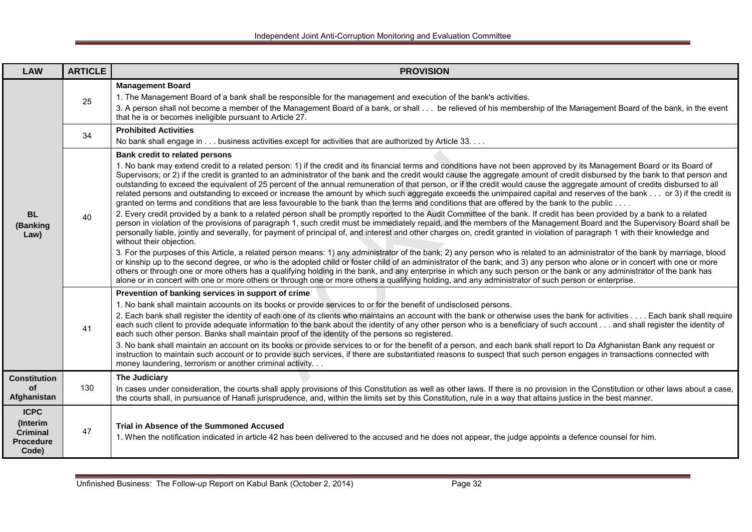| LAW | ARTICLE | PROVISION |
|---|---|---|
| BL (Banking Law) | 25 | **Management Board**<br>1. The Management Board of a bank shall be responsible for the management and execution of the bank's activities.<br>3. A person shall not become a member of the Management Board of a bank, or shall . . . be relieved of his membership of the Management Board of the bank, in the event that he is or becomes ineligible pursuant to Article 27. |
| | 34 | **Prohibited Activities**<br>No bank shall engage in . . . business activities except for activities that are authorized by Article 33. . . . |
| | 40 | **Bank credit to related persons**<br>1. No bank may extend credit to a related person: 1) if the credit and its financial terms and conditions have not been approved by its Management Board or its Board of Supervisors; or 2) if the credit is granted to an administrator of the bank and the credit would cause the aggregate amount of credit disbursed by the bank to that person and outstanding to exceed the equivalent of 25 percent of the annual remuneration of that person, or if the credit would cause the aggregate amount of credits disbursed to all related persons and outstanding to exceed or increase the amount by which such aggregate exceeds the unimpaired capital and reserves of the bank . . . or 3) if the credit is granted on terms and conditions that are less favourable to the bank than the terms and conditions that are offered by the bank to the public . . . .<br>2. Every credit provided by a bank to a related person shall be promptly reported to the Audit Committee of the bank. If credit has been provided by a bank to a related person in violation of the provisions of paragraph 1, such credit must be immediately repaid, and the members of the Management Board and the Supervisory Board shall be personally liable, jointly and severally, for payment of principal of, and interest and other charges on, credit granted in violation of paragraph 1 with their knowledge and without their objection.<br>3. For the purposes of this Article, a related person means: 1) any administrator of the bank; 2) any person who is related to an administrator of the bank by marriage, blood or kinship up to the second degree, or who is the adopted child or foster child of an administrator of the bank; and 3) any person who alone or in concert with one or more others or through one or more others has a qualifying holding in the bank, and any enterprise in which any such person or the bank or any administrator of the bank has alone or in concert with one or more others or through one or more others a qualifying holding, and any administrator of such person or enterprise. |
| | 41 | **Prevention of banking services in support of crime**<br>1. No bank shall maintain accounts on its books or provide services to or for the benefit of undisclosed persons.<br>2. Each bank shall register the identity of each one of its clients who maintains an account with the bank or otherwise uses the bank for activities . . . . Each bank shall require each such client to provide adequate information to the bank about the identity of any other person who is a beneficiary of such account . . . and shall register the identity of each such other person. Banks shall maintain proof of the identity of the persons so registered.<br>3. No bank shall maintain an account on its books or provide services to or for the benefit of a person, and each bank shall report to Da Afghanistan Bank any request or instruction to maintain such account or to provide such services, if there are substantiated reasons to suspect that such person engages in transactions connected with money laundering, terrorism or another criminal activity. . . |
| Constitution of Afghanistan | 130 | **The Judiciary**<br>In cases under consideration, the courts shall apply provisions of this Constitution as well as other laws. If there is no provision in the Constitution or other laws about a case, the courts shall, in pursuance of Hanafi jurisprudence, and, within the limits set by this Constitution, rule in a way that attains justice in the best manner. |
| ICPC (Interim Criminal Procedure Code) | 47 | **Trial in Absence of the Summoned Accused**<br>1. When the notification indicated in article 42 has been delivered to the accused and he does not appear, the judge appoints a defence counsel for him. |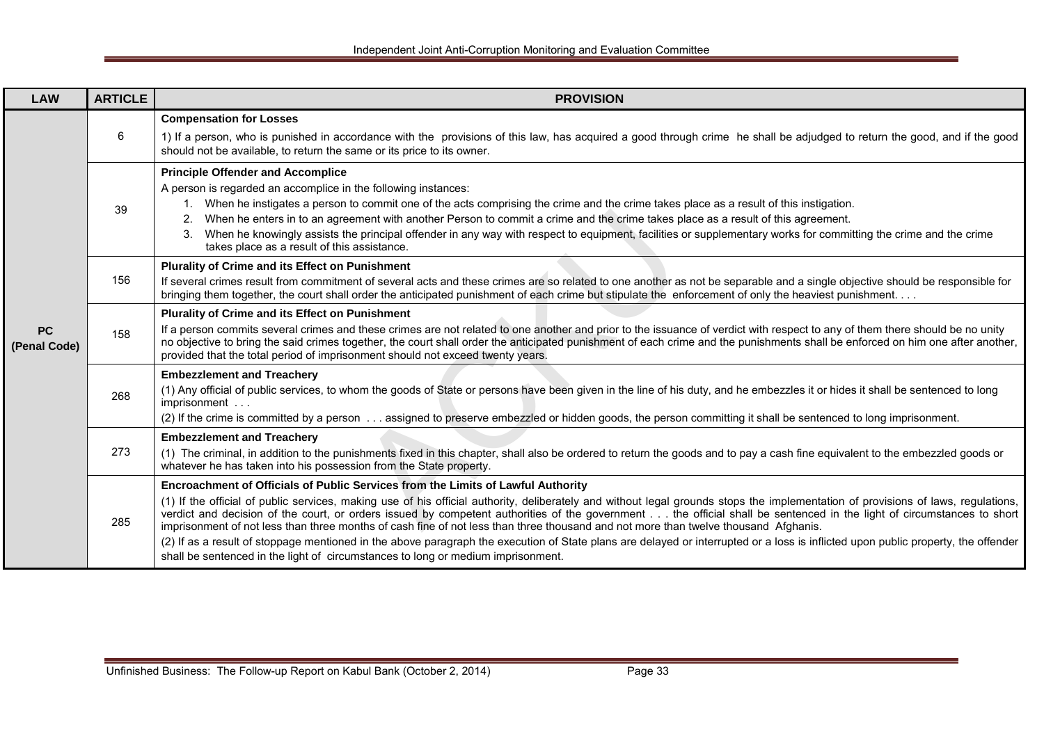| LAW | ARTICLE | PROVISION |
|---|---|---|
| PC (Penal Code) | 6 | **Compensation for Losses**<br>1) If a person, who is punished in accordance with the provisions of this law, has acquired a good through crime he shall be adjudged to return the good, and if the good should not be available, to return the same or its price to its owner. |
| | 39 | **Principle Offender and Accomplice**<br>A person is regarded an accomplice in the following instances:<br>1. When he instigates a person to commit one of the acts comprising the crime and the crime takes place as a result of this instigation.<br>2. When he enters in to an agreement with another Person to commit a crime and the crime takes place as a result of this agreement.<br>3. When he knowingly assists the principal offender in any way with respect to equipment, facilities or supplementary works for committing the crime and the crime takes place as a result of this assistance. |
| | 156 | **Plurality of Crime and its Effect on Punishment**<br>If several crimes result from commitment of several acts and these crimes are so related to one another as not be separable and a single objective should be responsible for bringing them together, the court shall order the anticipated punishment of each crime but stipulate the enforcement of only the heaviest punishment. . . . |
| | 158 | **Plurality of Crime and its Effect on Punishment**<br>If a person commits several crimes and these crimes are not related to one another and prior to the issuance of verdict with respect to any of them there should be no unity no objective to bring the said crimes together, the court shall order the anticipated punishment of each crime and the punishments shall be enforced on him one after another, provided that the total period of imprisonment should not exceed twenty years. |
| | 268 | **Embezzlement and Treachery**<br>(1) Any official of public services, to whom the goods of State or persons have been given in the line of his duty, and he embezzles it or hides it shall be sentenced to long imprisonment . . .<br>(2) If the crime is committed by a person . . . assigned to preserve embezzled or hidden goods, the person committing it shall be sentenced to long imprisonment. |
| | 273 | **Embezzlement and Treachery**<br>(1) The criminal, in addition to the punishments fixed in this chapter, shall also be ordered to return the goods and to pay a cash fine equivalent to the embezzled goods or whatever he has taken into his possession from the State property. |
| | 285 | **Encroachment of Officials of Public Services from the Limits of Lawful Authority**<br>(1) If the official of public services, making use of his official authority, deliberately and without legal grounds stops the implementation of provisions of laws, regulations, verdict and decision of the court, or orders issued by competent authorities of the government . . . the official shall be sentenced in the light of circumstances to short imprisonment of not less than three months of cash fine of not less than three thousand and not more than twelve thousand Afghanis.<br>(2) If as a result of stoppage mentioned in the above paragraph the execution of State plans are delayed or interrupted or a loss is inflicted upon public property, the offender shall be sentenced in the light of circumstances to long or medium imprisonment. |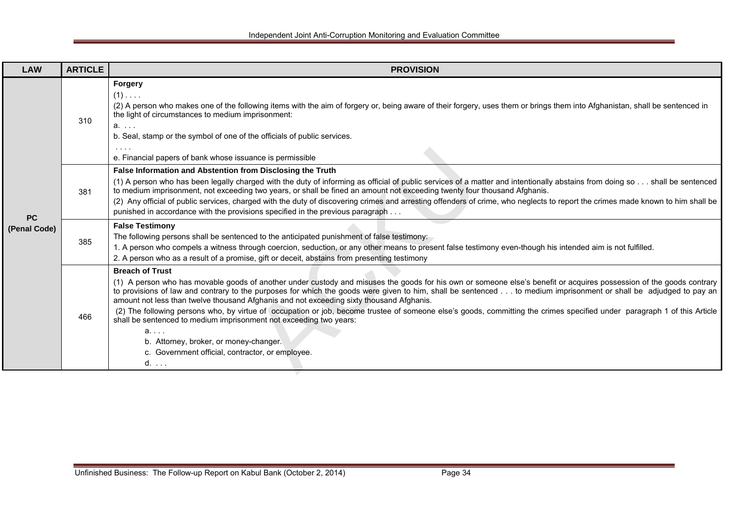| LAW | ARTICLE | PROVISION |
|---|---|---|
| PC (Penal Code) | 310 | **Forgery**<br>(1) . . . .<br>(2) A person who makes one of the following items with the aim of forgery or, being aware of their forgery, uses them or brings them into Afghanistan, shall be sentenced in the light of circumstances to medium imprisonment:<br>a. . . .<br>b. Seal, stamp or the symbol of one of the officials of public services.<br>. . . .<br>e. Financial papers of bank whose issuance is permissible |
| | 381 | **False Information and Abstention from Disclosing the Truth**<br>(1) A person who has been legally charged with the duty of informing as official of public services of a matter and intentionally abstains from doing so . . . shall be sentenced to medium imprisonment, not exceeding two years, or shall be fined an amount not exceeding twenty four thousand Afghanis.<br>(2) Any official of public services, charged with the duty of discovering crimes and arresting offenders of crime, who neglects to report the crimes made known to him shall be punished in accordance with the provisions specified in the previous paragraph . . . |
| | 385 | **False Testimony**<br>The following persons shall be sentenced to the anticipated punishment of false testimony:<br>1. A person who compels a witness through coercion, seduction, or any other means to present false testimony even-though his intended aim is not fulfilled.<br>2. A person who as a result of a promise, gift or deceit, abstains from presenting testimony |
| | 466 | **Breach of Trust**<br>(1) A person who has movable goods of another under custody and misuses the goods for his own or someone else's benefit or acquires possession of the goods contrary to provisions of law and contrary to the purposes for which the goods were given to him, shall be sentenced . . . to medium imprisonment or shall be adjudged to pay an amount not less than twelve thousand Afghanis and not exceeding sixty thousand Afghanis.<br>(2) The following persons who, by virtue of occupation or job, become trustee of someone else's goods, committing the crimes specified under paragraph 1 of this Article shall be sentenced to medium imprisonment not exceeding two years:<br>a. . . .<br>b. Attorney, broker, or money-changer.<br>c. Government official, contractor, or employee.<br>d. . . . |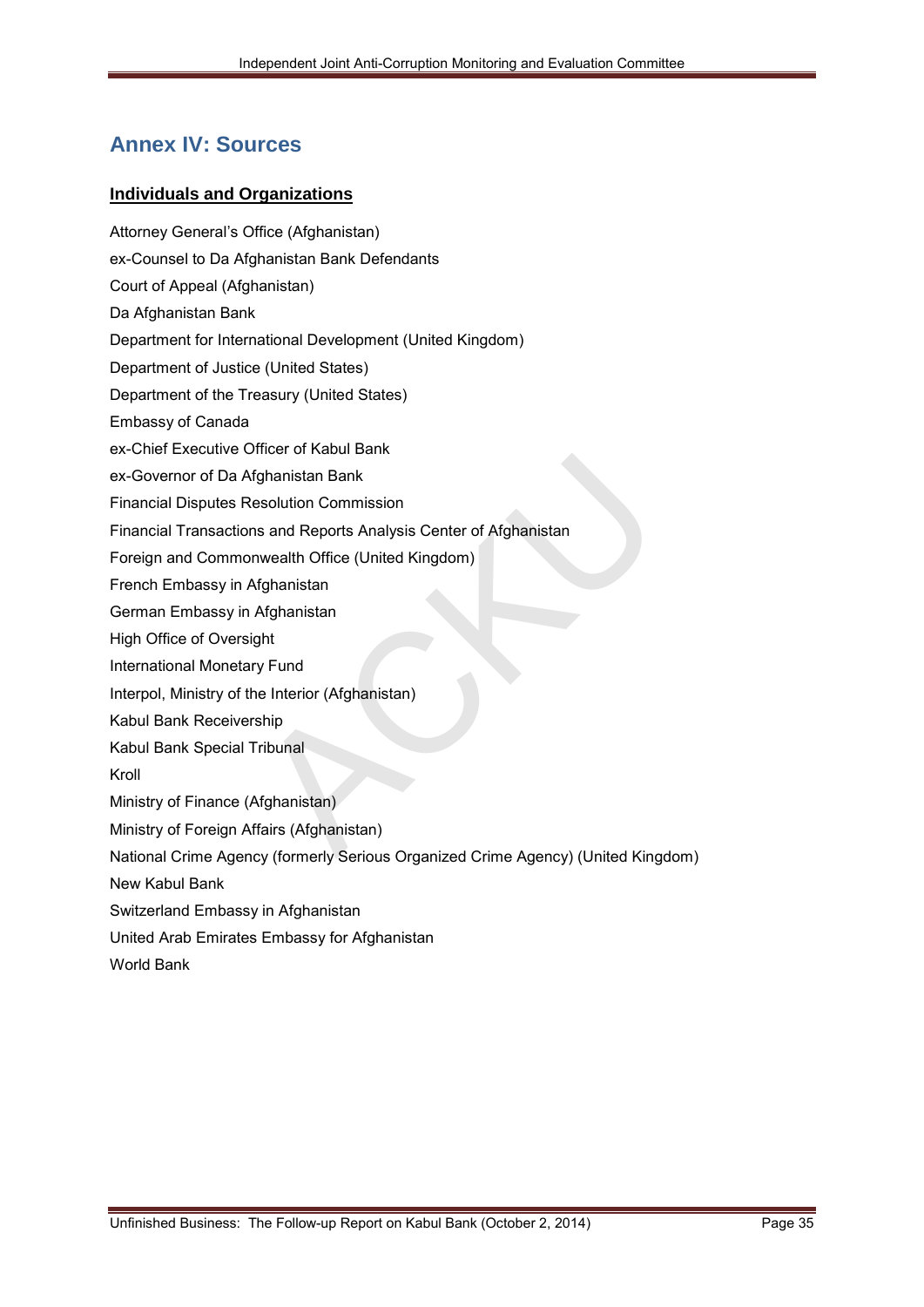# Annex IV: Sources

## Individuals and Organizations

Attorney General's Office (Afghanistan)
ex-Counsel to Da Afghanistan Bank Defendants
Court of Appeal (Afghanistan)
Da Afghanistan Bank
Department for International Development (United Kingdom)
Department of Justice (United States)
Department of the Treasury (United States)
Embassy of Canada
ex-Chief Executive Officer of Kabul Bank
ex-Governor of Da Afghanistan Bank
Financial Disputes Resolution Commission
Financial Transactions and Reports Analysis Center of Afghanistan
Foreign and Commonwealth Office (United Kingdom)
French Embassy in Afghanistan
German Embassy in Afghanistan
High Office of Oversight
International Monetary Fund
Interpol, Ministry of the Interior (Afghanistan)
Kabul Bank Receivership
Kabul Bank Special Tribunal
Kroll
Ministry of Finance (Afghanistan)
Ministry of Foreign Affairs (Afghanistan)
National Crime Agency (formerly Serious Organized Crime Agency) (United Kingdom)
New Kabul Bank
Switzerland Embassy in Afghanistan
United Arab Emirates Embassy for Afghanistan
World Bank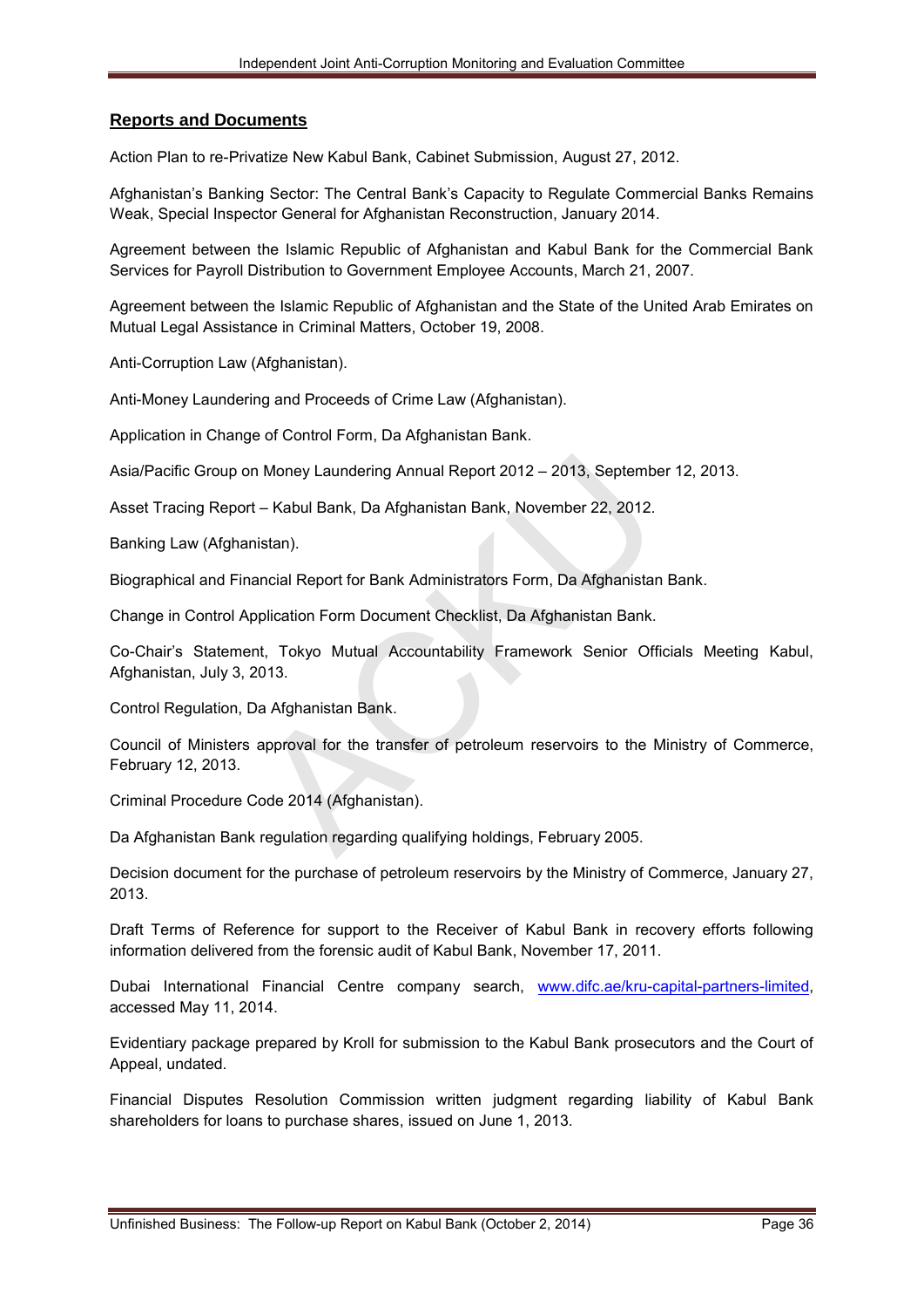## Reports and Documents

Action Plan to re-Privatize New Kabul Bank, Cabinet Submission, August 27, 2012.

Afghanistan's Banking Sector: The Central Bank's Capacity to Regulate Commercial Banks Remains Weak, Special Inspector General for Afghanistan Reconstruction, January 2014.

Agreement between the Islamic Republic of Afghanistan and Kabul Bank for the Commercial Bank Services for Payroll Distribution to Government Employee Accounts, March 21, 2007.

Agreement between the Islamic Republic of Afghanistan and the State of the United Arab Emirates on Mutual Legal Assistance in Criminal Matters, October 19, 2008.

Anti-Corruption Law (Afghanistan).

Anti-Money Laundering and Proceeds of Crime Law (Afghanistan).

Application in Change of Control Form, Da Afghanistan Bank.

Asia/Pacific Group on Money Laundering Annual Report 2012 – 2013, September 12, 2013.

Asset Tracing Report – Kabul Bank, Da Afghanistan Bank, November 22, 2012.

Banking Law (Afghanistan).

Biographical and Financial Report for Bank Administrators Form, Da Afghanistan Bank.

Change in Control Application Form Document Checklist, Da Afghanistan Bank.

Co-Chair's Statement, Tokyo Mutual Accountability Framework Senior Officials Meeting Kabul, Afghanistan, July 3, 2013.

Control Regulation, Da Afghanistan Bank.

Council of Ministers approval for the transfer of petroleum reservoirs to the Ministry of Commerce, February 12, 2013.

Criminal Procedure Code 2014 (Afghanistan).

Da Afghanistan Bank regulation regarding qualifying holdings, February 2005.

Decision document for the purchase of petroleum reservoirs by the Ministry of Commerce, January 27, 2013.

Draft Terms of Reference for support to the Receiver of Kabul Bank in recovery efforts following information delivered from the forensic audit of Kabul Bank, November 17, 2011.

Dubai International Financial Centre company search, www.difc.ae/kru-capital-partners-limited, accessed May 11, 2014.

Evidentiary package prepared by Kroll for submission to the Kabul Bank prosecutors and the Court of Appeal, undated.

Financial Disputes Resolution Commission written judgment regarding liability of Kabul Bank shareholders for loans to purchase shares, issued on June 1, 2013.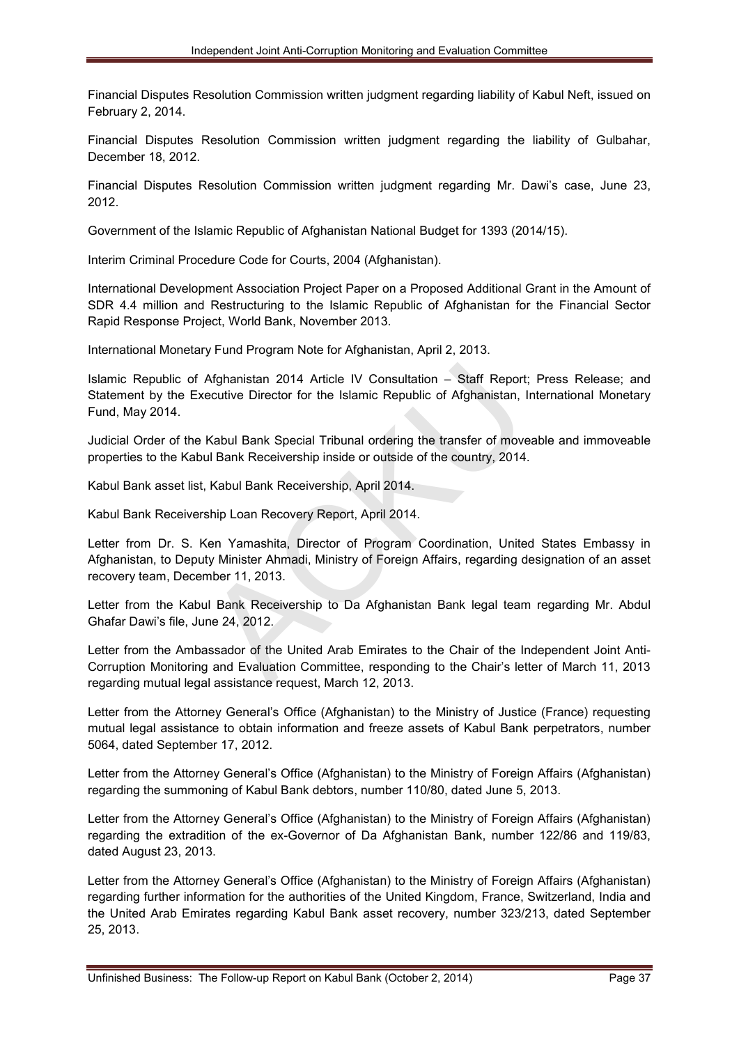Financial Disputes Resolution Commission written judgment regarding liability of Kabul Neft, issued on February 2, 2014.

Financial Disputes Resolution Commission written judgment regarding the liability of Gulbahar, December 18, 2012.

Financial Disputes Resolution Commission written judgment regarding Mr. Dawi's case, June 23, 2012.

Government of the Islamic Republic of Afghanistan National Budget for 1393 (2014/15).

Interim Criminal Procedure Code for Courts, 2004 (Afghanistan).

International Development Association Project Paper on a Proposed Additional Grant in the Amount of SDR 4.4 million and Restructuring to the Islamic Republic of Afghanistan for the Financial Sector Rapid Response Project, World Bank, November 2013.

International Monetary Fund Program Note for Afghanistan, April 2, 2013.

Islamic Republic of Afghanistan 2014 Article IV Consultation – Staff Report; Press Release; and Statement by the Executive Director for the Islamic Republic of Afghanistan, International Monetary Fund, May 2014.

Judicial Order of the Kabul Bank Special Tribunal ordering the transfer of moveable and immoveable properties to the Kabul Bank Receivership inside or outside of the country, 2014.

Kabul Bank asset list, Kabul Bank Receivership, April 2014.

Kabul Bank Receivership Loan Recovery Report, April 2014.

Letter from Dr. S. Ken Yamashita, Director of Program Coordination, United States Embassy in Afghanistan, to Deputy Minister Ahmadi, Ministry of Foreign Affairs, regarding designation of an asset recovery team, December 11, 2013.

Letter from the Kabul Bank Receivership to Da Afghanistan Bank legal team regarding Mr. Abdul Ghafar Dawi's file, June 24, 2012.

Letter from the Ambassador of the United Arab Emirates to the Chair of the Independent Joint Anti-Corruption Monitoring and Evaluation Committee, responding to the Chair's letter of March 11, 2013 regarding mutual legal assistance request, March 12, 2013.

Letter from the Attorney General's Office (Afghanistan) to the Ministry of Justice (France) requesting mutual legal assistance to obtain information and freeze assets of Kabul Bank perpetrators, number 5064, dated September 17, 2012.

Letter from the Attorney General's Office (Afghanistan) to the Ministry of Foreign Affairs (Afghanistan) regarding the summoning of Kabul Bank debtors, number 110/80, dated June 5, 2013.

Letter from the Attorney General's Office (Afghanistan) to the Ministry of Foreign Affairs (Afghanistan) regarding the extradition of the ex-Governor of Da Afghanistan Bank, number 122/86 and 119/83, dated August 23, 2013.

Letter from the Attorney General's Office (Afghanistan) to the Ministry of Foreign Affairs (Afghanistan) regarding further information for the authorities of the United Kingdom, France, Switzerland, India and the United Arab Emirates regarding Kabul Bank asset recovery, number 323/213, dated September 25, 2013.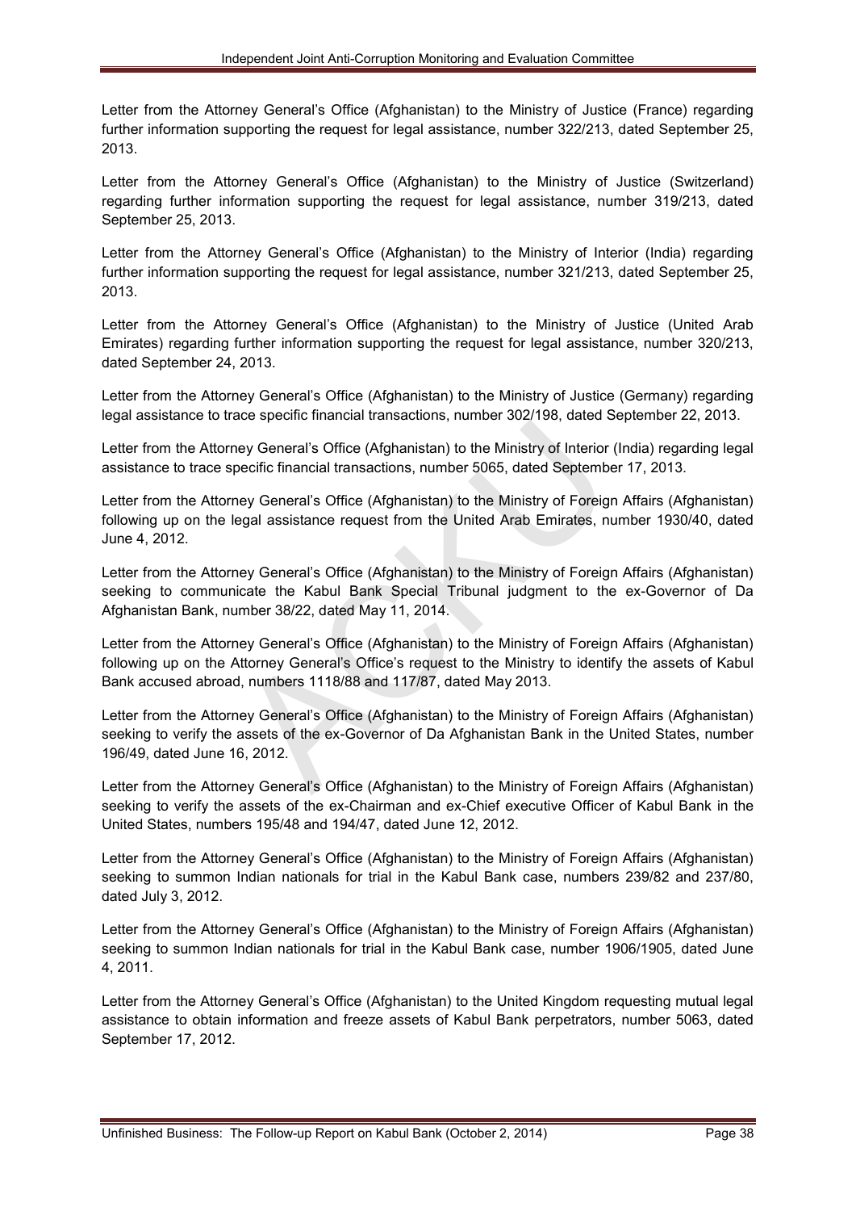Letter from the Attorney General's Office (Afghanistan) to the Ministry of Justice (France) regarding further information supporting the request for legal assistance, number 322/213, dated September 25, 2013.

Letter from the Attorney General's Office (Afghanistan) to the Ministry of Justice (Switzerland) regarding further information supporting the request for legal assistance, number 319/213, dated September 25, 2013.

Letter from the Attorney General's Office (Afghanistan) to the Ministry of Interior (India) regarding further information supporting the request for legal assistance, number 321/213, dated September 25, 2013.

Letter from the Attorney General's Office (Afghanistan) to the Ministry of Justice (United Arab Emirates) regarding further information supporting the request for legal assistance, number 320/213, dated September 24, 2013.

Letter from the Attorney General's Office (Afghanistan) to the Ministry of Justice (Germany) regarding legal assistance to trace specific financial transactions, number 302/198, dated September 22, 2013.

Letter from the Attorney General's Office (Afghanistan) to the Ministry of Interior (India) regarding legal assistance to trace specific financial transactions, number 5065, dated September 17, 2013.

Letter from the Attorney General's Office (Afghanistan) to the Ministry of Foreign Affairs (Afghanistan) following up on the legal assistance request from the United Arab Emirates, number 1930/40, dated June 4, 2012.

Letter from the Attorney General's Office (Afghanistan) to the Ministry of Foreign Affairs (Afghanistan) seeking to communicate the Kabul Bank Special Tribunal judgment to the ex-Governor of Da Afghanistan Bank, number 38/22, dated May 11, 2014.

Letter from the Attorney General's Office (Afghanistan) to the Ministry of Foreign Affairs (Afghanistan) following up on the Attorney General's Office's request to the Ministry to identify the assets of Kabul Bank accused abroad, numbers 1118/88 and 117/87, dated May 2013.

Letter from the Attorney General's Office (Afghanistan) to the Ministry of Foreign Affairs (Afghanistan) seeking to verify the assets of the ex-Governor of Da Afghanistan Bank in the United States, number 196/49, dated June 16, 2012.

Letter from the Attorney General's Office (Afghanistan) to the Ministry of Foreign Affairs (Afghanistan) seeking to verify the assets of the ex-Chairman and ex-Chief executive Officer of Kabul Bank in the United States, numbers 195/48 and 194/47, dated June 12, 2012.

Letter from the Attorney General's Office (Afghanistan) to the Ministry of Foreign Affairs (Afghanistan) seeking to summon Indian nationals for trial in the Kabul Bank case, numbers 239/82 and 237/80, dated July 3, 2012.

Letter from the Attorney General's Office (Afghanistan) to the Ministry of Foreign Affairs (Afghanistan) seeking to summon Indian nationals for trial in the Kabul Bank case, number 1906/1905, dated June 4, 2011.

Letter from the Attorney General's Office (Afghanistan) to the United Kingdom requesting mutual legal assistance to obtain information and freeze assets of Kabul Bank perpetrators, number 5063, dated September 17, 2012.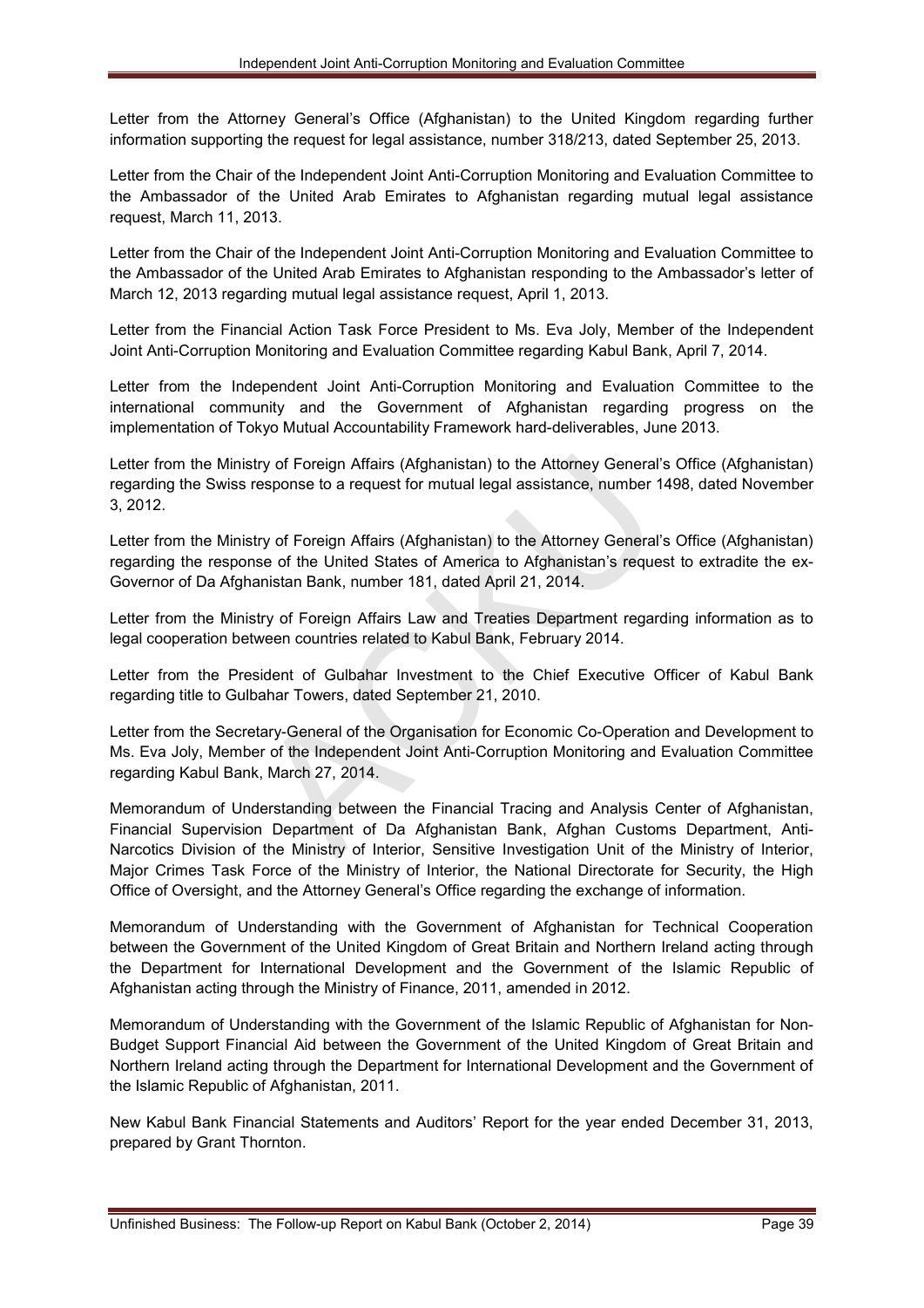Letter from the Attorney General's Office (Afghanistan) to the United Kingdom regarding further information supporting the request for legal assistance, number 318/213, dated September 25, 2013.

Letter from the Chair of the Independent Joint Anti-Corruption Monitoring and Evaluation Committee to the Ambassador of the United Arab Emirates to Afghanistan regarding mutual legal assistance request, March 11, 2013.

Letter from the Chair of the Independent Joint Anti-Corruption Monitoring and Evaluation Committee to the Ambassador of the United Arab Emirates to Afghanistan responding to the Ambassador's letter of March 12, 2013 regarding mutual legal assistance request, April 1, 2013.

Letter from the Financial Action Task Force President to Ms. Eva Joly, Member of the Independent Joint Anti-Corruption Monitoring and Evaluation Committee regarding Kabul Bank, April 7, 2014.

Letter from the Independent Joint Anti-Corruption Monitoring and Evaluation Committee to the international community and the Government of Afghanistan regarding progress on the implementation of Tokyo Mutual Accountability Framework hard-deliverables, June 2013.

Letter from the Ministry of Foreign Affairs (Afghanistan) to the Attorney General's Office (Afghanistan) regarding the Swiss response to a request for mutual legal assistance, number 1498, dated November 3, 2012.

Letter from the Ministry of Foreign Affairs (Afghanistan) to the Attorney General's Office (Afghanistan) regarding the response of the United States of America to Afghanistan's request to extradite the ex-Governor of Da Afghanistan Bank, number 181, dated April 21, 2014.

Letter from the Ministry of Foreign Affairs Law and Treaties Department regarding information as to legal cooperation between countries related to Kabul Bank, February 2014.

Letter from the President of Gulbahar Investment to the Chief Executive Officer of Kabul Bank regarding title to Gulbahar Towers, dated September 21, 2010.

Letter from the Secretary-General of the Organisation for Economic Co-Operation and Development to Ms. Eva Joly, Member of the Independent Joint Anti-Corruption Monitoring and Evaluation Committee regarding Kabul Bank, March 27, 2014.

Memorandum of Understanding between the Financial Tracing and Analysis Center of Afghanistan, Financial Supervision Department of Da Afghanistan Bank, Afghan Customs Department, Anti-Narcotics Division of the Ministry of Interior, Sensitive Investigation Unit of the Ministry of Interior, Major Crimes Task Force of the Ministry of Interior, the National Directorate for Security, the High Office of Oversight, and the Attorney General's Office regarding the exchange of information.

Memorandum of Understanding with the Government of Afghanistan for Technical Cooperation between the Government of the United Kingdom of Great Britain and Northern Ireland acting through the Department for International Development and the Government of the Islamic Republic of Afghanistan acting through the Ministry of Finance, 2011, amended in 2012.

Memorandum of Understanding with the Government of the Islamic Republic of Afghanistan for Non-Budget Support Financial Aid between the Government of the United Kingdom of Great Britain and Northern Ireland acting through the Department for International Development and the Government of the Islamic Republic of Afghanistan, 2011.

New Kabul Bank Financial Statements and Auditors' Report for the year ended December 31, 2013, prepared by Grant Thornton.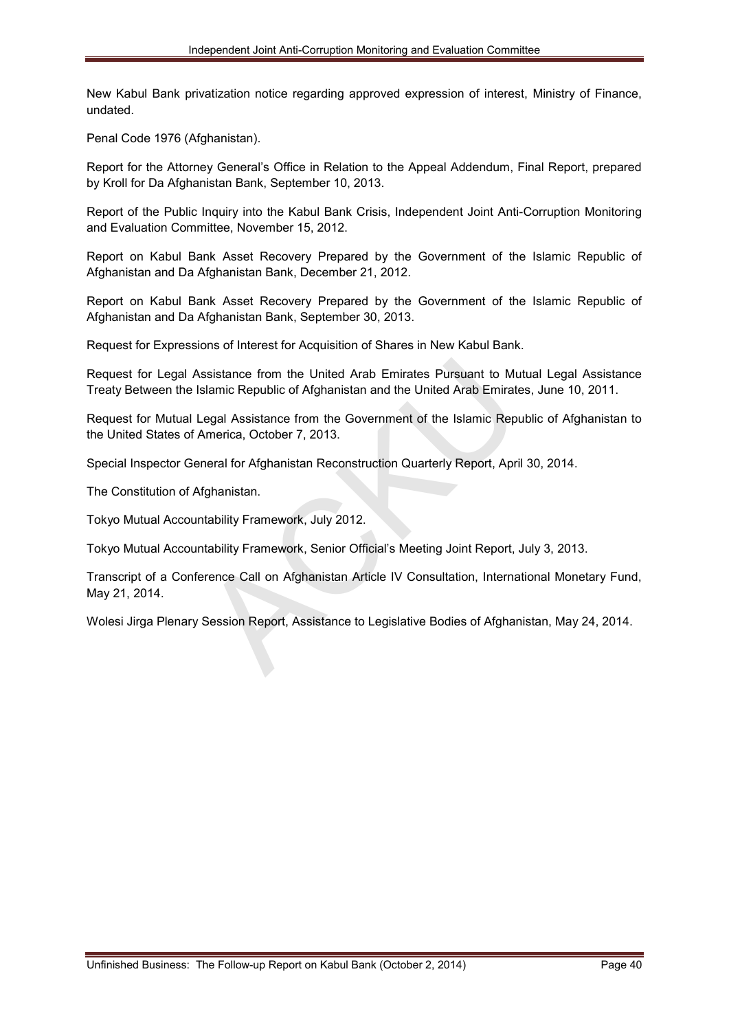New Kabul Bank privatization notice regarding approved expression of interest, Ministry of Finance, undated.

Penal Code 1976 (Afghanistan).

Report for the Attorney General's Office in Relation to the Appeal Addendum, Final Report, prepared by Kroll for Da Afghanistan Bank, September 10, 2013.

Report of the Public Inquiry into the Kabul Bank Crisis, Independent Joint Anti-Corruption Monitoring and Evaluation Committee, November 15, 2012.

Report on Kabul Bank Asset Recovery Prepared by the Government of the Islamic Republic of Afghanistan and Da Afghanistan Bank, December 21, 2012.

Report on Kabul Bank Asset Recovery Prepared by the Government of the Islamic Republic of Afghanistan and Da Afghanistan Bank, September 30, 2013.

Request for Expressions of Interest for Acquisition of Shares in New Kabul Bank.

Request for Legal Assistance from the United Arab Emirates Pursuant to Mutual Legal Assistance Treaty Between the Islamic Republic of Afghanistan and the United Arab Emirates, June 10, 2011.

Request for Mutual Legal Assistance from the Government of the Islamic Republic of Afghanistan to the United States of America, October 7, 2013.

Special Inspector General for Afghanistan Reconstruction Quarterly Report, April 30, 2014.

The Constitution of Afghanistan.

Tokyo Mutual Accountability Framework, July 2012.

Tokyo Mutual Accountability Framework, Senior Official's Meeting Joint Report, July 3, 2013.

Transcript of a Conference Call on Afghanistan Article IV Consultation, International Monetary Fund, May 21, 2014.

Wolesi Jirga Plenary Session Report, Assistance to Legislative Bodies of Afghanistan, May 24, 2014.